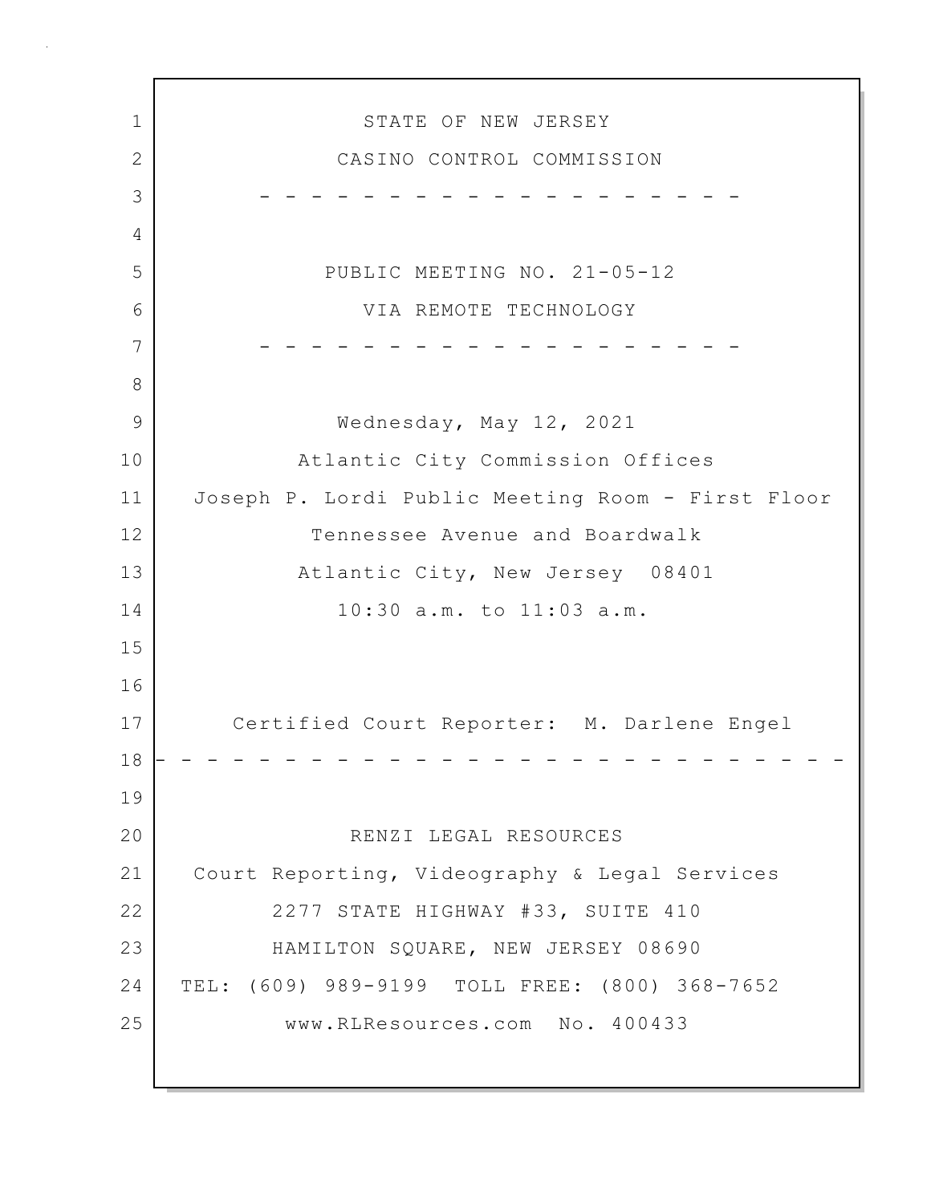STATE OF NEW JERSEY

CASINO CONTROL COMMISSION

- - - - - - - - - - - - - - - - - - - - -

PUBLIC MEETING NO. 21-05-12

VIA REMOTE TECHNOLOGY

- - - - - - - - - - - - - - - - - - - - -

Wednesday, May 12, 2021

Atlantic City Commission Offices

Joseph P. Lordi Public Meeting Room - First Floor

Tennessee Avenue and Boardwalk

Atlantic City, New Jersey 08401

10:30 a.m. to 11:03 a.m.

Certified Court Reporter: M. Darlene Engel

- - - - - - - - - - - - - - - - - - - - - - - - - - -

RENZI LEGAL RESOURCES

Court Reporting, Videography & Legal Services

2277 STATE HIGHWAY #33, SUITE 410

HAMILTON SQUARE, NEW JERSEY 08690

TEL: (609) 989-9199 TOLL FREE: (800) 368-7652

www.RLResources.com No. 400433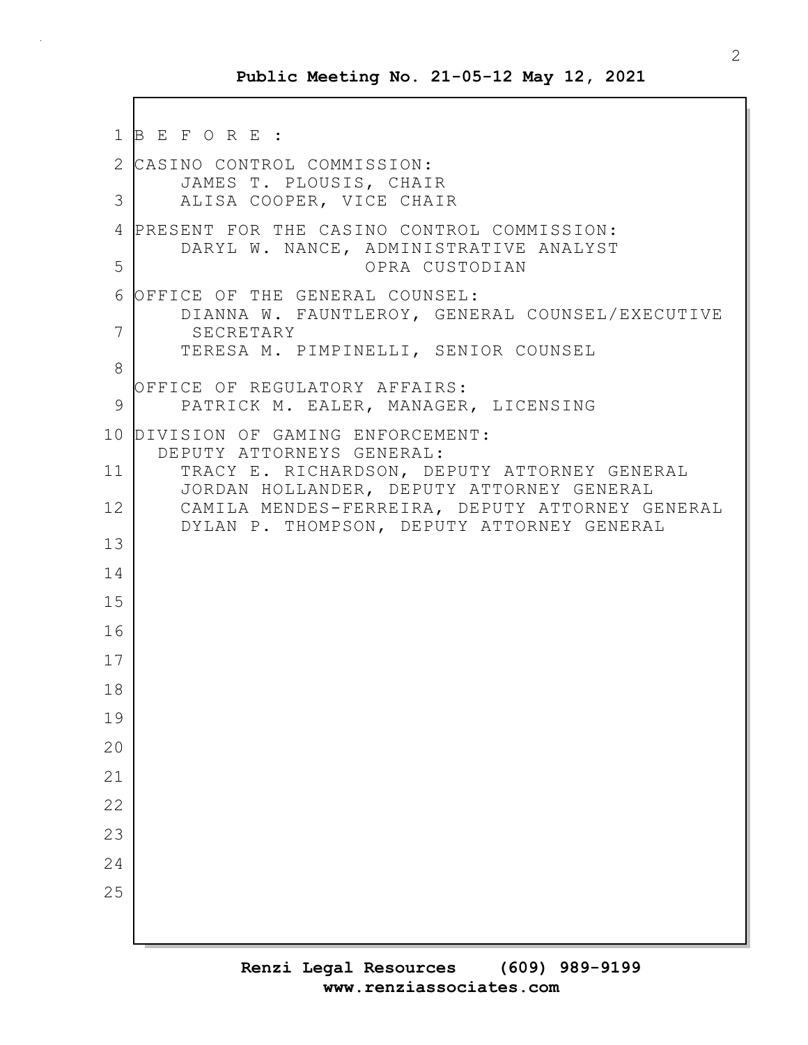B E F O R E :

CASINO CONTROL COMMISSION:
JAMES T. PLOUSIS, CHAIR
ALISA COOPER, VICE CHAIR

PRESENT FOR THE CASINO CONTROL COMMISSION:
DARYL W. NANCE, ADMINISTRATIVE ANALYST
OPRA CUSTODIAN

OFFICE OF THE GENERAL COUNSEL:
DIANNA W. FAUNTLEROY, GENERAL COUNSEL/EXECUTIVE SECRETARY
TERESA M. PIMPINELLI, SENIOR COUNSEL

OFFICE OF REGULATORY AFFAIRS:
PATRICK M. EALER, MANAGER, LICENSING

DIVISION OF GAMING ENFORCEMENT:
DEPUTY ATTORNEYS GENERAL:
TRACY E. RICHARDSON, DEPUTY ATTORNEY GENERAL
JORDAN HOLLANDER, DEPUTY ATTORNEY GENERAL
CAMILA MENDES-FERREIRA, DEPUTY ATTORNEY GENERAL
DYLAN P. THOMPSON, DEPUTY ATTORNEY GENERAL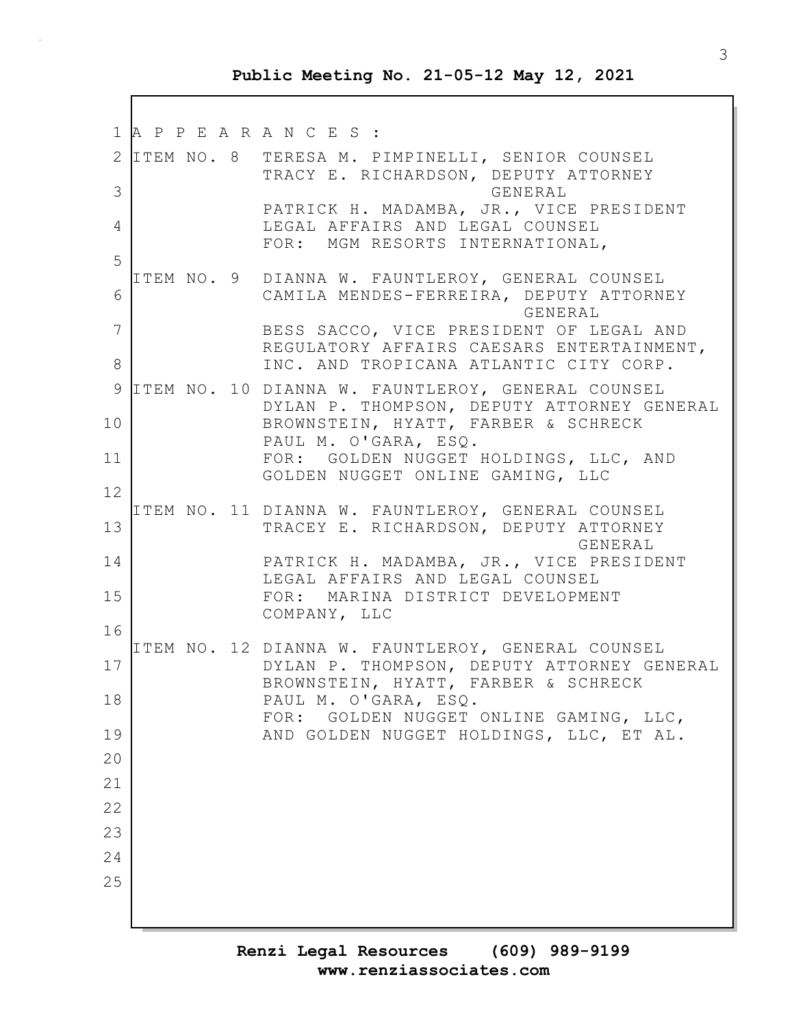**Public Meeting No. 21-05-12 May 12, 2021**

1 A P P E A R A N C E S :

2 ITEM NO. 8 TERESA M. PIMPINELLI, SENIOR COUNSEL
TRACY E. RICHARDSON, DEPUTY ATTORNEY
3 GENERAL
PATRICK H. MADAMBA, JR., VICE PRESIDENT
4 LEGAL AFFAIRS AND LEGAL COUNSEL
FOR: MGM RESORTS INTERNATIONAL,
5
ITEM NO. 9 DIANNA W. FAUNTLEROY, GENERAL COUNSEL
6 CAMILA MENDES-FERREIRA, DEPUTY ATTORNEY
GENERAL
7 BESS SACCO, VICE PRESIDENT OF LEGAL AND
REGULATORY AFFAIRS CAESARS ENTERTAINMENT,
8 INC. AND TROPICANA ATLANTIC CITY CORP.

9 ITEM NO. 10 DIANNA W. FAUNTLEROY, GENERAL COUNSEL
DYLAN P. THOMPSON, DEPUTY ATTORNEY GENERAL
10 BROWNSTEIN, HYATT, FARBER & SCHRECK
PAUL M. O'GARA, ESQ.
11 FOR: GOLDEN NUGGET HOLDINGS, LLC, AND
GOLDEN NUGGET ONLINE GAMING, LLC
12
ITEM NO. 11 DIANNA W. FAUNTLEROY, GENERAL COUNSEL
13 TRACEY E. RICHARDSON, DEPUTY ATTORNEY
GENERAL
14 PATRICK H. MADAMBA, JR., VICE PRESIDENT
LEGAL AFFAIRS AND LEGAL COUNSEL
15 FOR: MARINA DISTRICT DEVELOPMENT
COMPANY, LLC
16
ITEM NO. 12 DIANNA W. FAUNTLEROY, GENERAL COUNSEL
17 DYLAN P. THOMPSON, DEPUTY ATTORNEY GENERAL
BROWNSTEIN, HYATT, FARBER & SCHRECK
18 PAUL M. O'GARA, ESQ.
FOR: GOLDEN NUGGET ONLINE GAMING, LLC,
19 AND GOLDEN NUGGET HOLDINGS, LLC, ET AL.

20

21

22

23

24

25

**Renzi Legal Resources (609) 989-9199**
**www.renziassociates.com**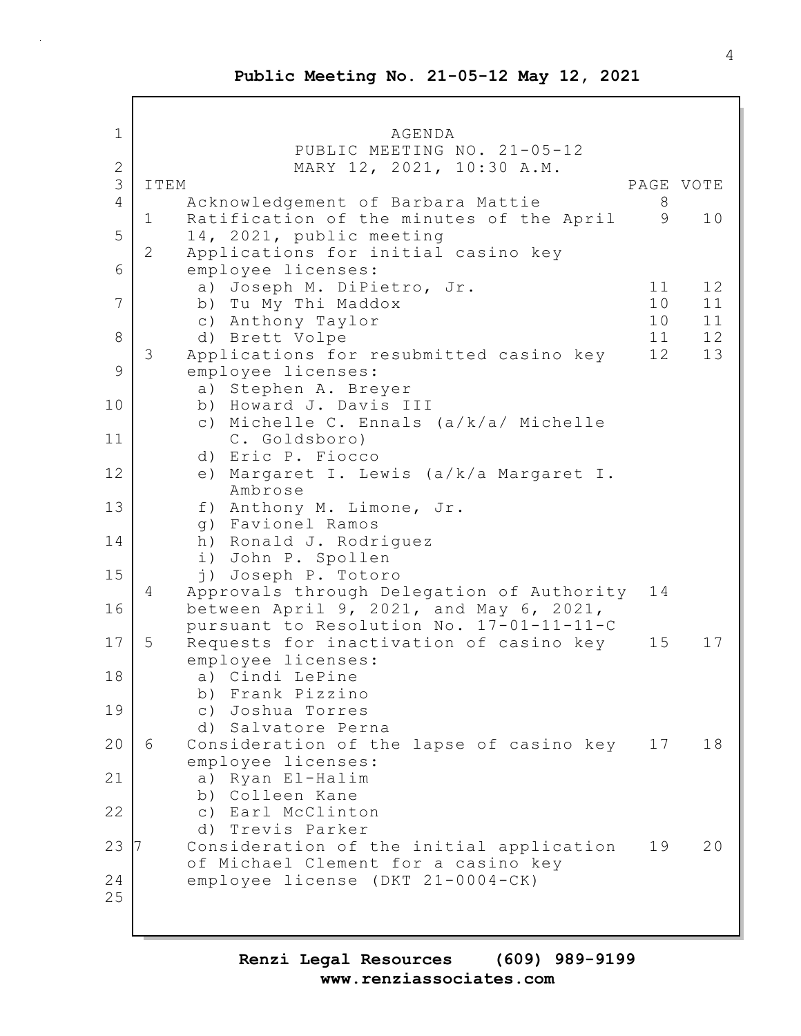**Public Meeting No. 21-05-12 May 12, 2021**

AGENDA
PUBLIC MEETING NO. 21-05-12
MARY 12, 2021, 10:30 A.M.

| ITEM | | PAGE | VOTE |
|---|---|---|---|
| | Acknowledgement of Barbara Mattie | 8 | |
| 1 | Ratification of the minutes of the April 14, 2021, public meeting | 9 | 10 |
| 2 | Applications for initial casino key employee licenses: | | |
| | a) Joseph M. DiPietro, Jr. | 11 | 12 |
| | b) Tu My Thi Maddox | 10 | 11 |
| | c) Anthony Taylor | 10 | 11 |
| | d) Brett Volpe | 11 | 12 |
| 3 | Applications for resubmitted casino key employee licenses: | 12 | 13 |
| | a) Stephen A. Breyer | | |
| | b) Howard J. Davis III | | |
| | c) Michelle C. Ennals (a/k/a/ Michelle C. Goldsboro) | | |
| | d) Eric P. Fiocco | | |
| | e) Margaret I. Lewis (a/k/a Margaret I. Ambrose | | |
| | f) Anthony M. Limone, Jr. | | |
| | g) Favionel Ramos | | |
| | h) Ronald J. Rodriguez | | |
| | i) John P. Spollen | | |
| | j) Joseph P. Totoro | | |
| 4 | Approvals through Delegation of Authority between April 9, 2021, and May 6, 2021, pursuant to Resolution No. 17-01-11-11-C | 14 | |
| 5 | Requests for inactivation of casino key employee licenses: | 15 | 17 |
| | a) Cindi LePine | | |
| | b) Frank Pizzino | | |
| | c) Joshua Torres | | |
| | d) Salvatore Perna | | |
| 6 | Consideration of the lapse of casino key employee licenses: | 17 | 18 |
| | a) Ryan El-Halim | | |
| | b) Colleen Kane | | |
| | c) Earl McClinton | | |
| | d) Trevis Parker | | |
| 7 | Consideration of the initial application of Michael Clement for a casino key employee license (DKT 21-0004-CK) | 19 | 20 |

**Renzi Legal Resources (609) 989-9199**
**www.renziassociates.com**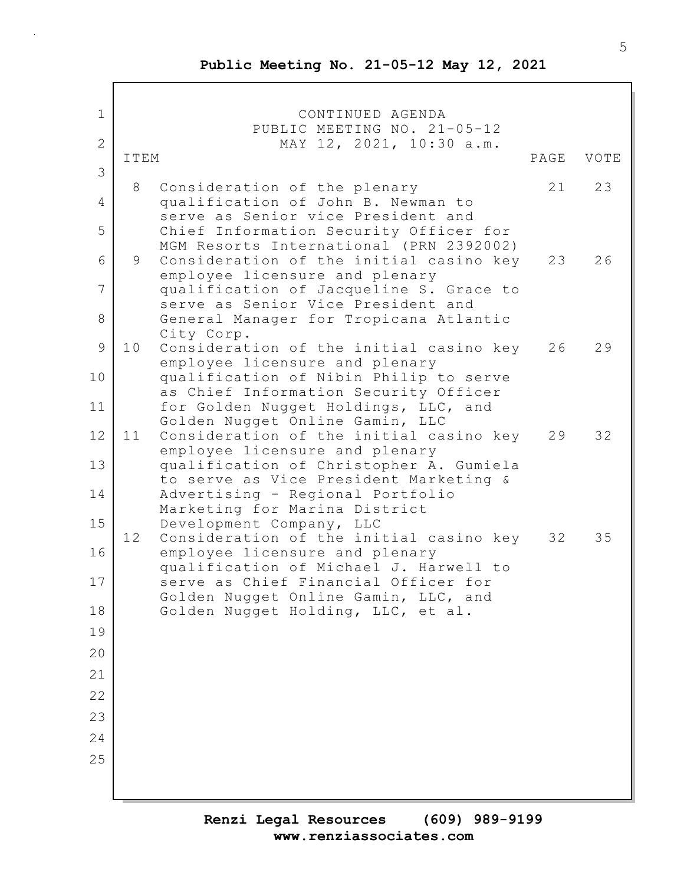CONTINUED AGENDA
PUBLIC MEETING NO. 21-05-12
MAY 12, 2021, 10:30 a.m.

| ITEM | | PAGE | VOTE |
|---|---|---|---|
| 8 | Consideration of the plenary qualification of John B. Newman to serve as Senior vice President and Chief Information Security Officer for MGM Resorts International (PRN 2392002) | 21 | 23 |
| 9 | Consideration of the initial casino key employee licensure and plenary qualification of Jacqueline S. Grace to serve as Senior Vice President and General Manager for Tropicana Atlantic City Corp. | 23 | 26 |
| 10 | Consideration of the initial casino key employee licensure and plenary qualification of Nibin Philip to serve as Chief Information Security Officer for Golden Nugget Holdings, LLC, and Golden Nugget Online Gamin, LLC | 26 | 29 |
| 11 | Consideration of the initial casino key employee licensure and plenary qualification of Christopher A. Gumiela to serve as Vice President Marketing & Advertising - Regional Portfolio Marketing for Marina District Development Company, LLC | 29 | 32 |
| 12 | Consideration of the initial casino key employee licensure and plenary qualification of Michael J. Harwell to serve as Chief Financial Officer for Golden Nugget Online Gamin, LLC, and Golden Nugget Holding, LLC, et al. | 32 | 35 |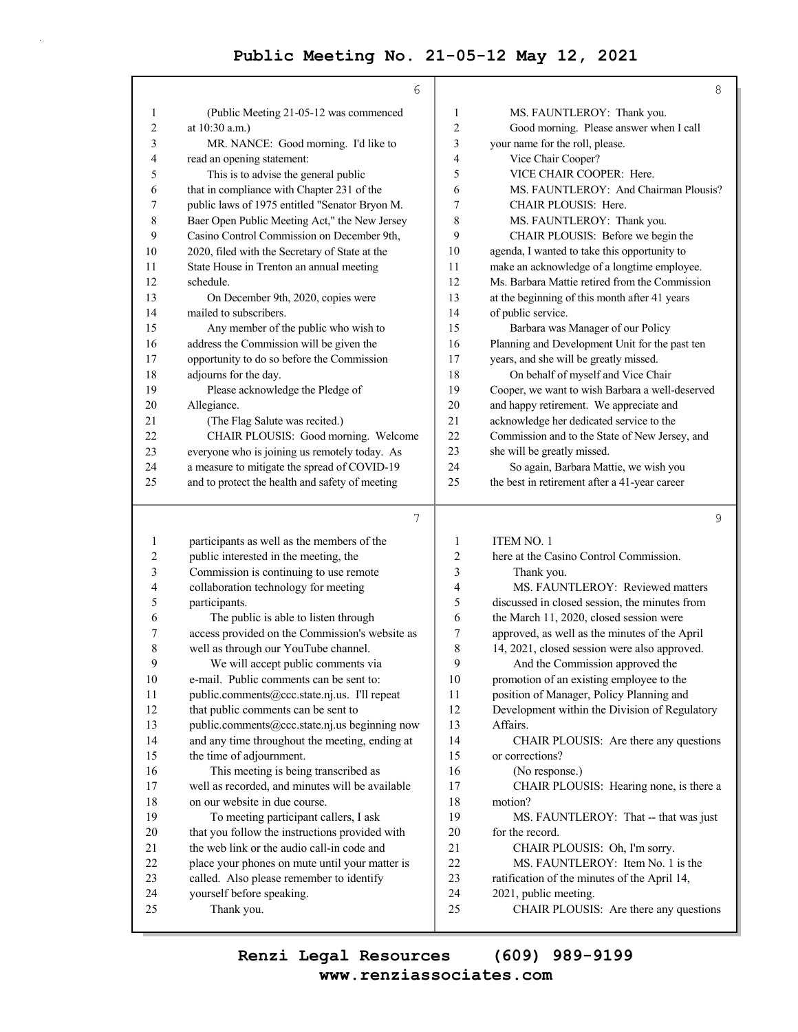(Public Meeting 21-05-12 was commenced at 10:30 a.m.)

MR. NANCE: Good morning. I'd like to read an opening statement:

This is to advise the general public that in compliance with Chapter 231 of the public laws of 1975 entitled "Senator Bryon M. Baer Open Public Meeting Act," the New Jersey Casino Control Commission on December 9th, 2020, filed with the Secretary of State at the State House in Trenton an annual meeting schedule.

On December 9th, 2020, copies were mailed to subscribers.

Any member of the public who wish to address the Commission will be given the opportunity to do so before the Commission adjourns for the day.

Please acknowledge the Pledge of Allegiance.

(The Flag Salute was recited.)

CHAIR PLOUSIS: Good morning. Welcome everyone who is joining us remotely today. As a measure to mitigate the spread of COVID-19 and to protect the health and safety of meeting participants as well as the members of the public interested in the meeting, the Commission is continuing to use remote collaboration technology for meeting participants.

The public is able to listen through access provided on the Commission's website as well as through our YouTube channel.

We will accept public comments via e-mail. Public comments can be sent to: public.comments@ccc.state.nj.us. I'll repeat that public comments can be sent to public.comments@ccc.state.nj.us beginning now and any time throughout the meeting, ending at the time of adjournment.

This meeting is being transcribed as well as recorded, and minutes will be available on our website in due course.

To meeting participant callers, I ask that you follow the instructions provided with the web link or the audio call-in code and place your phones on mute until your matter is called. Also please remember to identify yourself before speaking.

Thank you.

MS. FAUNTLEROY: Thank you.

Good morning. Please answer when I call your name for the roll, please.

Vice Chair Cooper?

VICE CHAIR COOPER: Here.

MS. FAUNTLEROY: And Chairman Plousis?

CHAIR PLOUSIS: Here.

MS. FAUNTLEROY: Thank you.

CHAIR PLOUSIS: Before we begin the agenda, I wanted to take this opportunity to make an acknowledge of a longtime employee. Ms. Barbara Mattie retired from the Commission at the beginning of this month after 41 years of public service.

Barbara was Manager of our Policy Planning and Development Unit for the past ten years, and she will be greatly missed.

On behalf of myself and Vice Chair Cooper, we want to wish Barbara a well-deserved and happy retirement. We appreciate and acknowledge her dedicated service to the Commission and to the State of New Jersey, and she will be greatly missed.

So again, Barbara Mattie, we wish you the best in retirement after a 41-year career here at the Casino Control Commission.

ITEM NO. 1

Thank you.

MS. FAUNTLEROY: Reviewed matters discussed in closed session, the minutes from the March 11, 2020, closed session were approved, as well as the minutes of the April 14, 2021, closed session were also approved.

And the Commission approved the promotion of an existing employee to the position of Manager, Policy Planning and Development within the Division of Regulatory Affairs.

CHAIR PLOUSIS: Are there any questions or corrections?

(No response.)

CHAIR PLOUSIS: Hearing none, is there a motion?

MS. FAUNTLEROY: That -- that was just for the record.

CHAIR PLOUSIS: Oh, I'm sorry.

MS. FAUNTLEROY: Item No. 1 is the ratification of the minutes of the April 14, 2021, public meeting.

CHAIR PLOUSIS: Are there any questions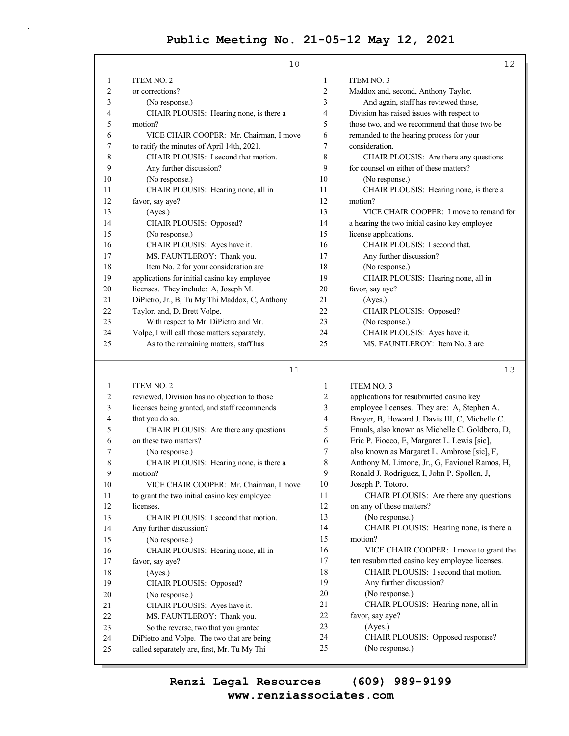ITEM NO. 2

or corrections?

(No response.)

CHAIR PLOUSIS: Hearing none, is there a motion?

VICE CHAIR COOPER: Mr. Chairman, I move to ratify the minutes of April 14th, 2021.

CHAIR PLOUSIS: I second that motion. Any further discussion?

(No response.)

CHAIR PLOUSIS: Hearing none, all in favor, say aye?

(Ayes.)

CHAIR PLOUSIS: Opposed?

(No response.)

CHAIR PLOUSIS: Ayes have it.

MS. FAUNTLEROY: Thank you.

Item No. 2 for your consideration are applications for initial casino key employee licenses. They include: A, Joseph M. DiPietro, Jr., B, Tu My Thi Maddox, C, Anthony Taylor, and, D, Brett Volpe.

With respect to Mr. DiPietro and Mr. Volpe, I will call those matters separately.

As to the remaining matters, staff has reviewed, Division has no objection to those licenses being granted, and staff recommends that you do so.

CHAIR PLOUSIS: Are there any questions on these two matters?

(No response.)

CHAIR PLOUSIS: Hearing none, is there a motion?

VICE CHAIR COOPER: Mr. Chairman, I move to grant the two initial casino key employee licenses.

CHAIR PLOUSIS: I second that motion. Any further discussion?

(No response.)

CHAIR PLOUSIS: Hearing none, all in favor, say aye?

(Ayes.)

CHAIR PLOUSIS: Opposed?

(No response.)

CHAIR PLOUSIS: Ayes have it.

MS. FAUNTLEROY: Thank you.

So the reverse, two that you granted DiPietro and Volpe. The two that are being called separately are, first, Mr. Tu My Thi Maddox and, second, Anthony Taylor.

ITEM NO. 3

And again, staff has reviewed those, Division has raised issues with respect to those two, and we recommend that those two be remanded to the hearing process for your consideration.

CHAIR PLOUSIS: Are there any questions for counsel on either of these matters?

(No response.)

CHAIR PLOUSIS: Hearing none, is there a motion?

VICE CHAIR COOPER: I move to remand for a hearing the two initial casino key employee license applications.

CHAIR PLOUSIS: I second that. Any further discussion?

(No response.)

CHAIR PLOUSIS: Hearing none, all in favor, say aye?

(Ayes.)

CHAIR PLOUSIS: Opposed?

(No response.)

CHAIR PLOUSIS: Ayes have it.

MS. FAUNTLEROY: Item No. 3 are applications for resubmitted casino key employee licenses. They are: A, Stephen A. Breyer, B, Howard J. Davis III, C, Michelle C. Ennals, also known as Michelle C. Goldboro, D, Eric P. Fiocco, E, Margaret L. Lewis [sic], also known as Margaret L. Ambrose [sic], F, Anthony M. Limone, Jr., G, Favionel Ramos, H, Ronald J. Rodriguez, I, John P. Spollen, J, Joseph P. Totoro.

CHAIR PLOUSIS: Are there any questions on any of these matters?

(No response.)

CHAIR PLOUSIS: Hearing none, is there a motion?

VICE CHAIR COOPER: I move to grant the ten resubmitted casino key employee licenses.

CHAIR PLOUSIS: I second that motion. Any further discussion?

(No response.)

CHAIR PLOUSIS: Hearing none, all in favor, say aye?

(Ayes.)

CHAIR PLOUSIS: Opposed response?

(No response.)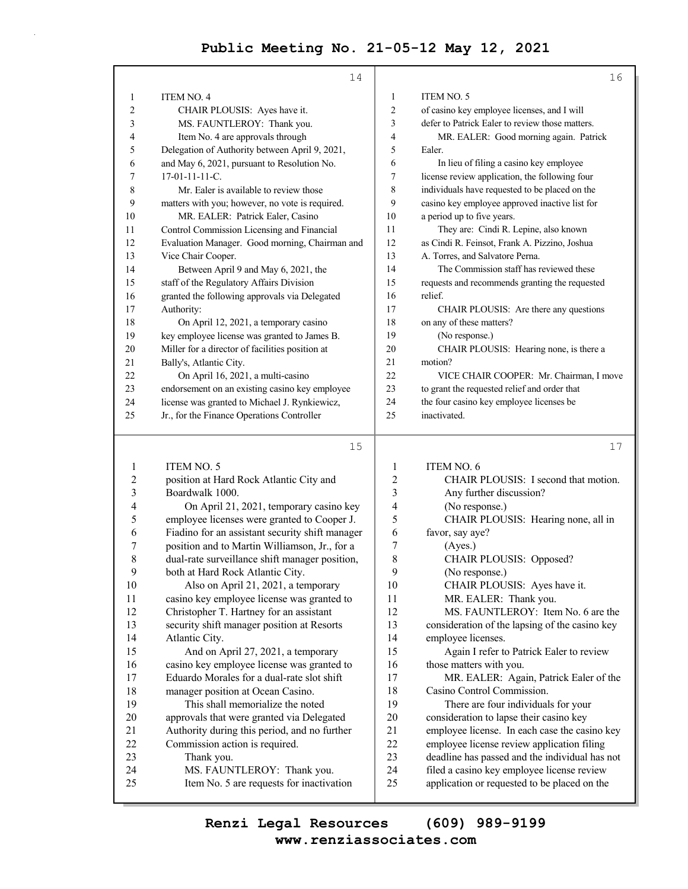ITEM NO. 4

CHAIR PLOUSIS: Ayes have it.

MS. FAUNTLEROY: Thank you.

Item No. 4 are approvals through Delegation of Authority between April 9, 2021, and May 6, 2021, pursuant to Resolution No. 17-01-11-11-C.

Mr. Ealer is available to review those matters with you; however, no vote is required.

MR. EALER: Patrick Ealer, Casino Control Commission Licensing and Financial Evaluation Manager. Good morning, Chairman and Vice Chair Cooper.

Between April 9 and May 6, 2021, the staff of the Regulatory Affairs Division granted the following approvals via Delegated Authority:

On April 12, 2021, a temporary casino key employee license was granted to James B. Miller for a director of facilities position at Bally's, Atlantic City.

On April 16, 2021, a multi-casino endorsement on an existing casino key employee license was granted to Michael J. Rynkiewicz, Jr., for the Finance Operations Controller

ITEM NO. 5

position at Hard Rock Atlantic City and Boardwalk 1000.

On April 21, 2021, temporary casino key employee licenses were granted to Cooper J. Fiadino for an assistant security shift manager position and to Martin Williamson, Jr., for a dual-rate surveillance shift manager position, both at Hard Rock Atlantic City.

Also on April 21, 2021, a temporary casino key employee license was granted to Christopher T. Hartney for an assistant security shift manager position at Resorts Atlantic City.

And on April 27, 2021, a temporary casino key employee license was granted to Eduardo Morales for a dual-rate slot shift manager position at Ocean Casino.

This shall memorialize the noted approvals that were granted via Delegated Authority during this period, and no further Commission action is required.

Thank you.

MS. FAUNTLEROY: Thank you.

Item No. 5 are requests for inactivation

ITEM NO. 5

of casino key employee licenses, and I will defer to Patrick Ealer to review those matters.

MR. EALER: Good morning again. Patrick Ealer.

In lieu of filing a casino key employee license review application, the following four individuals have requested to be placed on the casino key employee approved inactive list for a period up to five years.

They are: Cindi R. Lepine, also known as Cindi R. Feinsot, Frank A. Pizzino, Joshua A. Torres, and Salvatore Perna.

The Commission staff has reviewed these requests and recommends granting the requested relief.

CHAIR PLOUSIS: Are there any questions on any of these matters?

(No response.)

CHAIR PLOUSIS: Hearing none, is there a motion?

VICE CHAIR COOPER: Mr. Chairman, I move to grant the requested relief and order that the four casino key employee licenses be inactivated.

ITEM NO. 6

CHAIR PLOUSIS: I second that motion.

Any further discussion?

(No response.)

CHAIR PLOUSIS: Hearing none, all in favor, say aye?

(Ayes.)

CHAIR PLOUSIS: Opposed?

(No response.)

CHAIR PLOUSIS: Ayes have it.

MR. EALER: Thank you.

MS. FAUNTLEROY: Item No. 6 are the consideration of the lapsing of the casino key employee licenses.

Again I refer to Patrick Ealer to review those matters with you.

MR. EALER: Again, Patrick Ealer of the Casino Control Commission.

There are four individuals for your consideration to lapse their casino key employee license. In each case the casino key employee license review application filing deadline has passed and the individual has not filed a casino key employee license review application or requested to be placed on the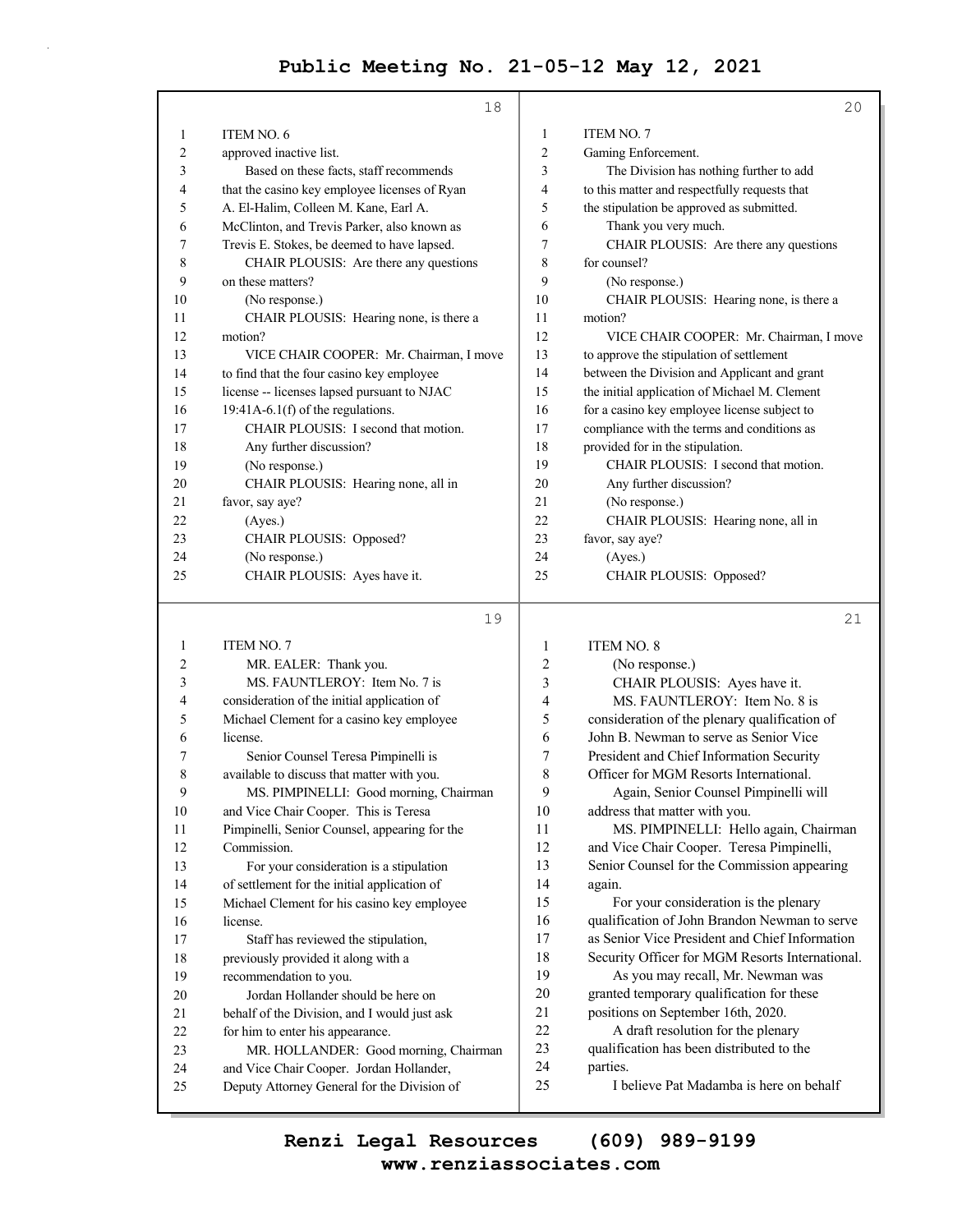ITEM NO. 6

approved inactive list.

Based on these facts, staff recommends that the casino key employee licenses of Ryan A. El-Halim, Colleen M. Kane, Earl A. McClinton, and Trevis Parker, also known as Trevis E. Stokes, be deemed to have lapsed.

CHAIR PLOUSIS: Are there any questions on these matters?

(No response.)

CHAIR PLOUSIS: Hearing none, is there a motion?

VICE CHAIR COOPER: Mr. Chairman, I move to find that the four casino key employee license -- licenses lapsed pursuant to NJAC 19:41A-6.1(f) of the regulations.

CHAIR PLOUSIS: I second that motion.

Any further discussion?

(No response.)

CHAIR PLOUSIS: Hearing none, all in favor, say aye?

(Ayes.)

CHAIR PLOUSIS: Opposed?

(No response.)

CHAIR PLOUSIS: Ayes have it.

ITEM NO. 7

MR. EALER: Thank you.

MS. FAUNTLEROY: Item No. 7 is consideration of the initial application of Michael Clement for a casino key employee license.

Senior Counsel Teresa Pimpinelli is available to discuss that matter with you.

MS. PIMPINELLI: Good morning, Chairman and Vice Chair Cooper. This is Teresa Pimpinelli, Senior Counsel, appearing for the Commission.

For your consideration is a stipulation of settlement for the initial application of Michael Clement for his casino key employee license.

Staff has reviewed the stipulation, previously provided it along with a recommendation to you.

Jordan Hollander should be here on behalf of the Division, and I would just ask for him to enter his appearance.

MR. HOLLANDER: Good morning, Chairman and Vice Chair Cooper. Jordan Hollander, Deputy Attorney General for the Division of Gaming Enforcement.

The Division has nothing further to add to this matter and respectfully requests that the stipulation be approved as submitted.

Thank you very much.

CHAIR PLOUSIS: Are there any questions for counsel?

(No response.)

CHAIR PLOUSIS: Hearing none, is there a motion?

VICE CHAIR COOPER: Mr. Chairman, I move to approve the stipulation of settlement between the Division and Applicant and grant the initial application of Michael M. Clement for a casino key employee license subject to compliance with the terms and conditions as provided for in the stipulation.

CHAIR PLOUSIS: I second that motion.

Any further discussion?

(No response.)

CHAIR PLOUSIS: Hearing none, all in favor, say aye?

(Ayes.)

CHAIR PLOUSIS: Opposed?

ITEM NO. 8

(No response.)

CHAIR PLOUSIS: Ayes have it.

MS. FAUNTLEROY: Item No. 8 is consideration of the plenary qualification of John B. Newman to serve as Senior Vice President and Chief Information Security Officer for MGM Resorts International.

Again, Senior Counsel Pimpinelli will address that matter with you.

MS. PIMPINELLI: Hello again, Chairman and Vice Chair Cooper. Teresa Pimpinelli, Senior Counsel for the Commission appearing again.

For your consideration is the plenary qualification of John Brandon Newman to serve as Senior Vice President and Chief Information Security Officer for MGM Resorts International.

As you may recall, Mr. Newman was granted temporary qualification for these positions on September 16th, 2020.

A draft resolution for the plenary qualification has been distributed to the parties.

I believe Pat Madamba is here on behalf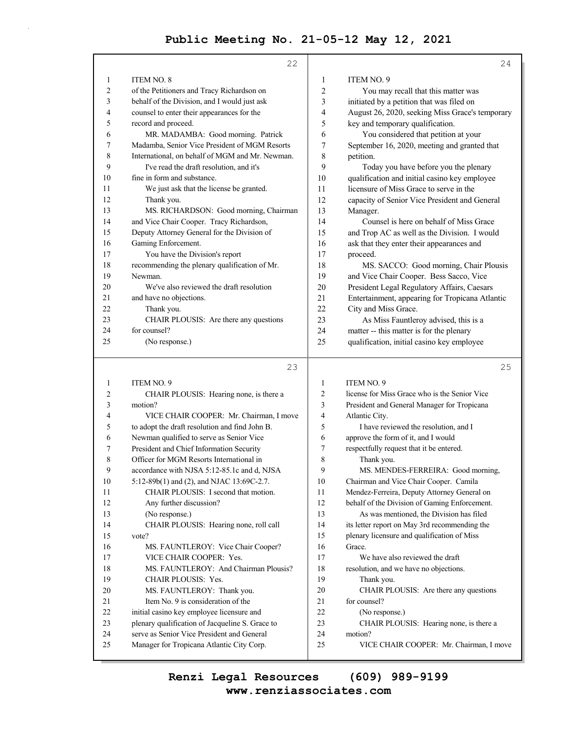ITEM NO. 8

of the Petitioners and Tracy Richardson on behalf of the Division, and I would just ask counsel to enter their appearances for the record and proceed.

MR. MADAMBA: Good morning. Patrick Madamba, Senior Vice President of MGM Resorts International, on behalf of MGM and Mr. Newman.

I've read the draft resolution, and it's fine in form and substance.

We just ask that the license be granted.

Thank you.

MS. RICHARDSON: Good morning, Chairman and Vice Chair Cooper. Tracy Richardson, Deputy Attorney General for the Division of Gaming Enforcement.

You have the Division's report recommending the plenary qualification of Mr. Newman.

We've also reviewed the draft resolution and have no objections.

Thank you.

CHAIR PLOUSIS: Are there any questions for counsel?

(No response.)

ITEM NO. 9

CHAIR PLOUSIS: Hearing none, is there a motion?

VICE CHAIR COOPER: Mr. Chairman, I move to adopt the draft resolution and find John B. Newman qualified to serve as Senior Vice President and Chief Information Security Officer for MGM Resorts International in accordance with NJSA 5:12-85.1c and d, NJSA 5:12-89b(1) and (2), and NJAC 13:69C-2.7.

CHAIR PLOUSIS: I second that motion.

Any further discussion?

(No response.)

CHAIR PLOUSIS: Hearing none, roll call vote?

MS. FAUNTLEROY: Vice Chair Cooper?

VICE CHAIR COOPER: Yes.

MS. FAUNTLEROY: And Chairman Plousis?

CHAIR PLOUSIS: Yes.

MS. FAUNTLEROY: Thank you.

Item No. 9 is consideration of the initial casino key employee licensure and plenary qualification of Jacqueline S. Grace to serve as Senior Vice President and General Manager for Tropicana Atlantic City Corp.

ITEM NO. 9

You may recall that this matter was initiated by a petition that was filed on August 26, 2020, seeking Miss Grace's temporary key and temporary qualification.

You considered that petition at your September 16, 2020, meeting and granted that petition.

Today you have before you the plenary qualification and initial casino key employee licensure of Miss Grace to serve in the capacity of Senior Vice President and General Manager.

Counsel is here on behalf of Miss Grace and Trop AC as well as the Division. I would ask that they enter their appearances and proceed.

MS. SACCO: Good morning, Chair Plousis and Vice Chair Cooper. Bess Sacco, Vice President Legal Regulatory Affairs, Caesars Entertainment, appearing for Tropicana Atlantic City and Miss Grace.

As Miss Fauntleroy advised, this is a matter -- this matter is for the plenary qualification, initial casino key employee

ITEM NO. 9

license for Miss Grace who is the Senior Vice President and General Manager for Tropicana Atlantic City.

I have reviewed the resolution, and I approve the form of it, and I would respectfully request that it be entered.

Thank you.

MS. MENDES-FERREIRA: Good morning, Chairman and Vice Chair Cooper. Camila Mendez-Ferreira, Deputy Attorney General on behalf of the Division of Gaming Enforcement.

As was mentioned, the Division has filed its letter report on May 3rd recommending the plenary licensure and qualification of Miss Grace.

We have also reviewed the draft resolution, and we have no objections.

Thank you.

CHAIR PLOUSIS: Are there any questions for counsel?

(No response.)

CHAIR PLOUSIS: Hearing none, is there a motion?

VICE CHAIR COOPER: Mr. Chairman, I move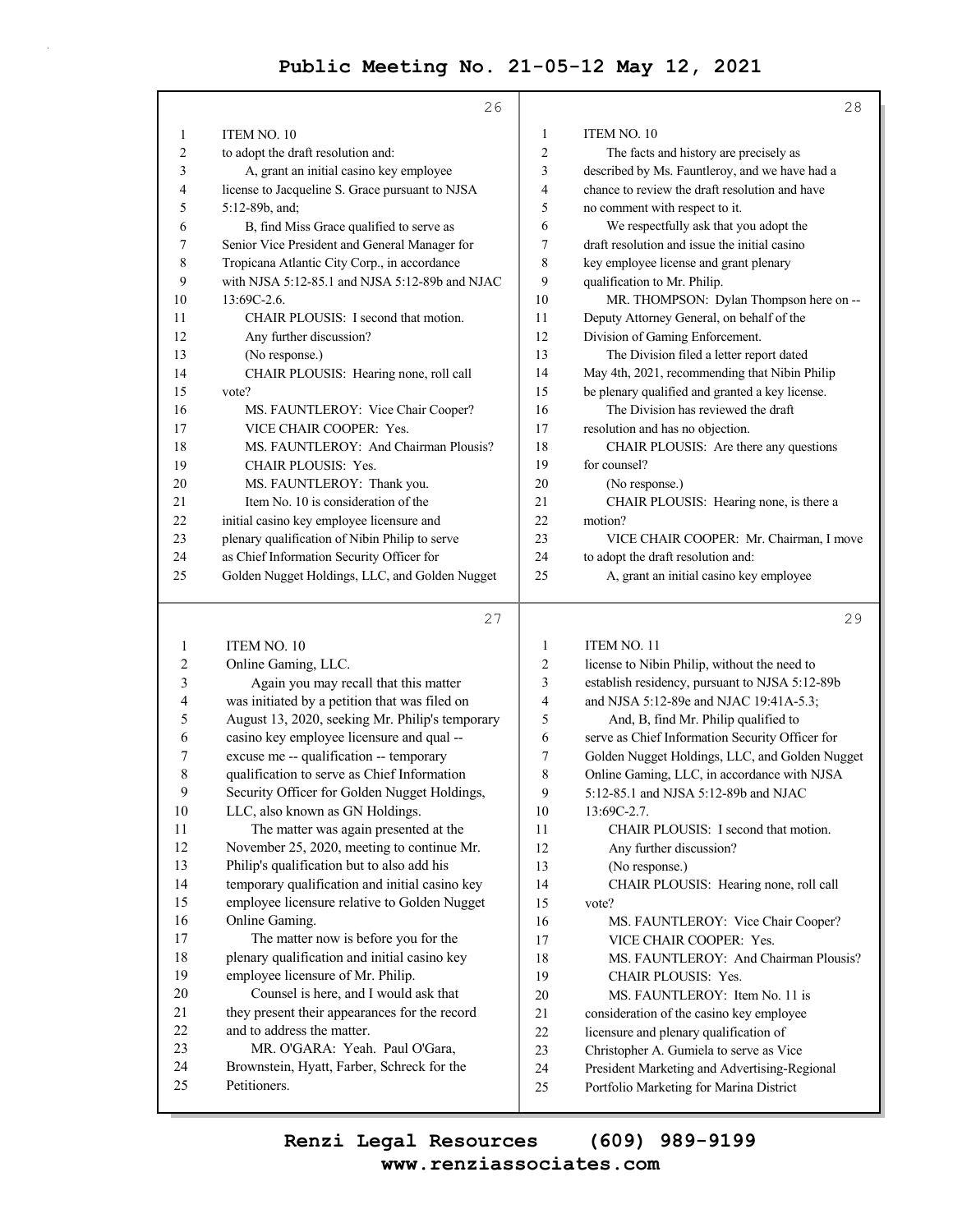ITEM NO. 10

to adopt the draft resolution and:

A, grant an initial casino key employee license to Jacqueline S. Grace pursuant to NJSA 5:12-89b, and;

B, find Miss Grace qualified to serve as Senior Vice President and General Manager for Tropicana Atlantic City Corp., in accordance with NJSA 5:12-85.1 and NJSA 5:12-89b and NJAC 13:69C-2.6.

CHAIR PLOUSIS: I second that motion.

Any further discussion?

(No response.)

CHAIR PLOUSIS: Hearing none, roll call vote?

MS. FAUNTLEROY: Vice Chair Cooper?

VICE CHAIR COOPER: Yes.

MS. FAUNTLEROY: And Chairman Plousis?

CHAIR PLOUSIS: Yes.

MS. FAUNTLEROY: Thank you.

Item No. 10 is consideration of the initial casino key employee licensure and plenary qualification of Nibin Philip to serve as Chief Information Security Officer for Golden Nugget Holdings, LLC, and Golden Nugget Online Gaming, LLC.

Again you may recall that this matter was initiated by a petition that was filed on August 13, 2020, seeking Mr. Philip's temporary casino key employee licensure and qual -- excuse me -- qualification -- temporary qualification to serve as Chief Information Security Officer for Golden Nugget Holdings, LLC, also known as GN Holdings.

The matter was again presented at the November 25, 2020, meeting to continue Mr. Philip's qualification but to also add his temporary qualification and initial casino key employee licensure relative to Golden Nugget Online Gaming.

The matter now is before you for the plenary qualification and initial casino key employee licensure of Mr. Philip.

Counsel is here, and I would ask that they present their appearances for the record and to address the matter.

MR. O'GARA: Yeah. Paul O'Gara, Brownstein, Hyatt, Farber, Schreck for the Petitioners.

The facts and history are precisely as described by Ms. Fauntleroy, and we have had a chance to review the draft resolution and have no comment with respect to it.

We respectfully ask that you adopt the draft resolution and issue the initial casino key employee license and grant plenary qualification to Mr. Philip.

MR. THOMPSON: Dylan Thompson here on -- Deputy Attorney General, on behalf of the Division of Gaming Enforcement.

The Division filed a letter report dated May 4th, 2021, recommending that Nibin Philip be plenary qualified and granted a key license.

The Division has reviewed the draft resolution and has no objection.

CHAIR PLOUSIS: Are there any questions for counsel?

(No response.)

CHAIR PLOUSIS: Hearing none, is there a motion?

VICE CHAIR COOPER: Mr. Chairman, I move to adopt the draft resolution and:

A, grant an initial casino key employee license to Nibin Philip, without the need to establish residency, pursuant to NJSA 5:12-89b and NJSA 5:12-89e and NJAC 19:41A-5.3;

And, B, find Mr. Philip qualified to serve as Chief Information Security Officer for Golden Nugget Holdings, LLC, and Golden Nugget Online Gaming, LLC, in accordance with NJSA 5:12-85.1 and NJSA 5:12-89b and NJAC 13:69C-2.7.

CHAIR PLOUSIS: I second that motion.

Any further discussion?

(No response.)

CHAIR PLOUSIS: Hearing none, roll call vote?

MS. FAUNTLEROY: Vice Chair Cooper?

VICE CHAIR COOPER: Yes.

MS. FAUNTLEROY: And Chairman Plousis?

CHAIR PLOUSIS: Yes.

MS. FAUNTLEROY: Item No. 11 is consideration of the casino key employee licensure and plenary qualification of Christopher A. Gumiela to serve as Vice President Marketing and Advertising-Regional Portfolio Marketing for Marina District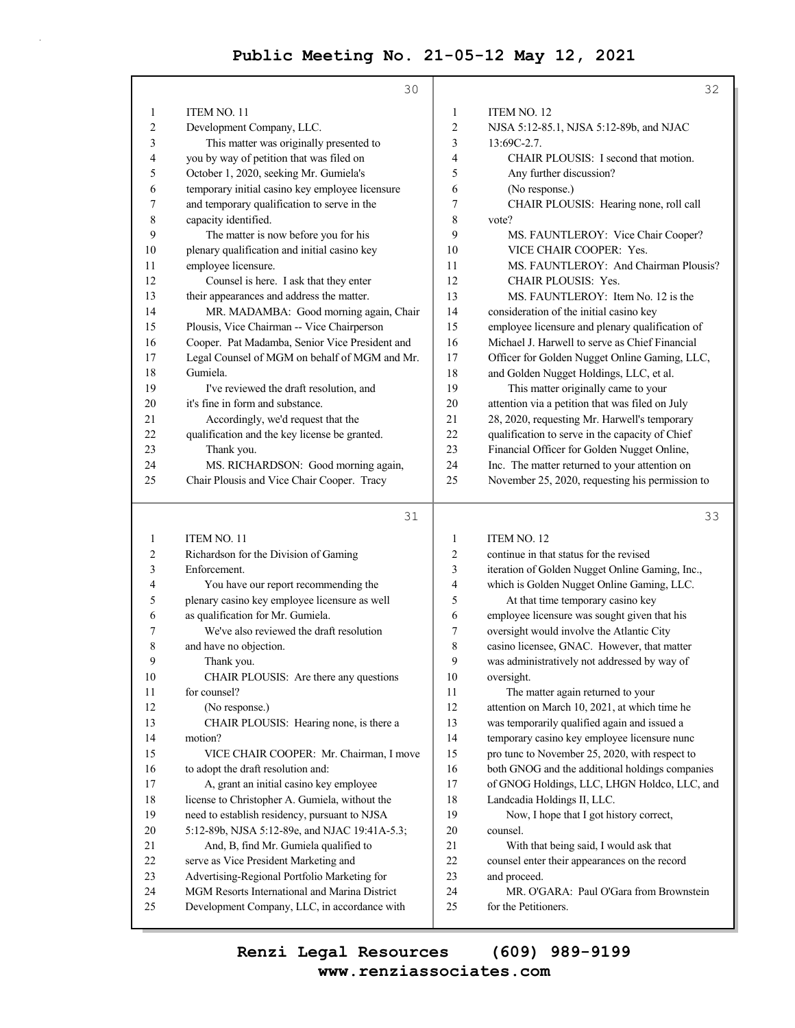ITEM NO. 11

Development Company, LLC.

This matter was originally presented to you by way of petition that was filed on October 1, 2020, seeking Mr. Gumiela's temporary initial casino key employee licensure and temporary qualification to serve in the capacity identified.

The matter is now before you for his plenary qualification and initial casino key employee licensure.

Counsel is here. I ask that they enter their appearances and address the matter.

MR. MADAMBA: Good morning again, Chair Plousis, Vice Chairman -- Vice Chairperson Cooper. Pat Madamba, Senior Vice President and Legal Counsel of MGM on behalf of MGM and Mr. Gumiela.

I've reviewed the draft resolution, and it's fine in form and substance.

Accordingly, we'd request that the qualification and the key license be granted.

Thank you.

MS. RICHARDSON: Good morning again, Chair Plousis and Vice Chair Cooper. Tracy Richardson for the Division of Gaming Enforcement.

You have our report recommending the plenary casino key employee licensure as well as qualification for Mr. Gumiela.

We've also reviewed the draft resolution and have no objection.

Thank you.

CHAIR PLOUSIS: Are there any questions for counsel?

(No response.)

CHAIR PLOUSIS: Hearing none, is there a motion?

VICE CHAIR COOPER: Mr. Chairman, I move to adopt the draft resolution and:

A, grant an initial casino key employee license to Christopher A. Gumiela, without the need to establish residency, pursuant to NJSA 5:12-89b, NJSA 5:12-89e, and NJAC 19:41A-5.3;

And, B, find Mr. Gumiela qualified to serve as Vice President Marketing and Advertising-Regional Portfolio Marketing for MGM Resorts International and Marina District Development Company, LLC, in accordance with NJSA 5:12-85.1, NJSA 5:12-89b, and NJAC 13:69C-2.7.

CHAIR PLOUSIS: I second that motion.

Any further discussion?

(No response.)

CHAIR PLOUSIS: Hearing none, roll call vote?

MS. FAUNTLEROY: Vice Chair Cooper?

VICE CHAIR COOPER: Yes.

MS. FAUNTLEROY: And Chairman Plousis?

CHAIR PLOUSIS: Yes.

ITEM NO. 12

MS. FAUNTLEROY: Item No. 12 is the consideration of the initial casino key employee licensure and plenary qualification of Michael J. Harwell to serve as Chief Financial Officer for Golden Nugget Online Gaming, LLC, and Golden Nugget Holdings, LLC, et al.

This matter originally came to your attention via a petition that was filed on July 28, 2020, requesting Mr. Harwell's temporary qualification to serve in the capacity of Chief Financial Officer for Golden Nugget Online, Inc. The matter returned to your attention on November 25, 2020, requesting his permission to continue in that status for the revised iteration of Golden Nugget Online Gaming, Inc., which is Golden Nugget Online Gaming, LLC.

At that time temporary casino key employee licensure was sought given that his oversight would involve the Atlantic City casino licensee, GNAC. However, that matter was administratively not addressed by way of oversight.

The matter again returned to your attention on March 10, 2021, at which time he was temporarily qualified again and issued a temporary casino key employee licensure nunc pro tunc to November 25, 2020, with respect to both GNOG and the additional holdings companies of GNOG Holdings, LLC, LHGN Holdco, LLC, and Landcadia Holdings II, LLC.

Now, I hope that I got history correct, counsel.

With that being said, I would ask that counsel enter their appearances on the record and proceed.

MR. O'GARA: Paul O'Gara from Brownstein for the Petitioners.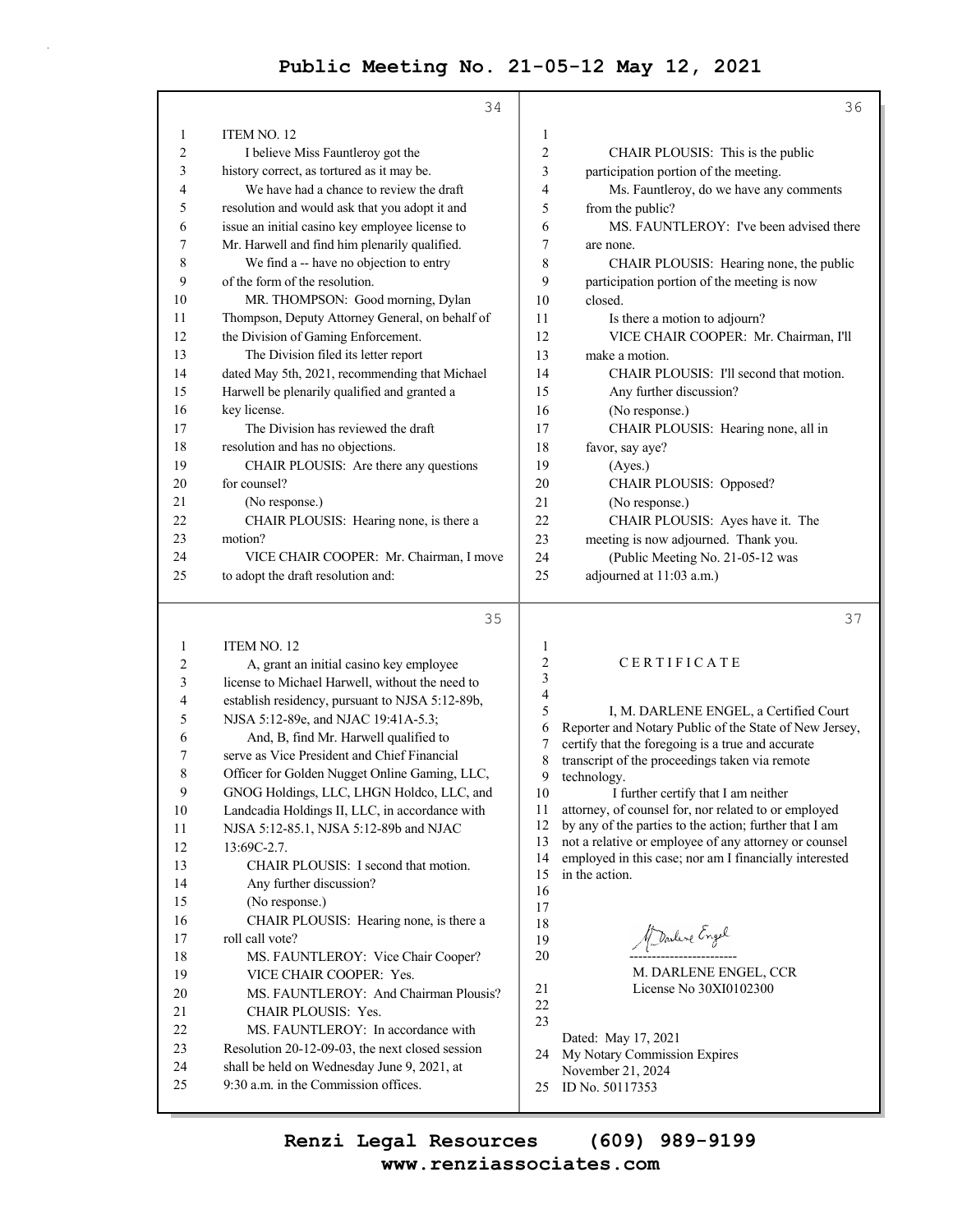ITEM NO. 12

I believe Miss Fauntleroy got the history correct, as tortured as it may be.

We have had a chance to review the draft resolution and would ask that you adopt it and issue an initial casino key employee license to Mr. Harwell and find him plenarily qualified.

We find a -- have no objection to entry of the form of the resolution.

MR. THOMPSON: Good morning, Dylan Thompson, Deputy Attorney General, on behalf of the Division of Gaming Enforcement.

The Division filed its letter report dated May 5th, 2021, recommending that Michael Harwell be plenarily qualified and granted a key license.

The Division has reviewed the draft resolution and has no objections.

CHAIR PLOUSIS: Are there any questions for counsel?

(No response.)

CHAIR PLOUSIS: Hearing none, is there a motion?

VICE CHAIR COOPER: Mr. Chairman, I move to adopt the draft resolution and:

ITEM NO. 12

A, grant an initial casino key employee license to Michael Harwell, without the need to establish residency, pursuant to NJSA 5:12-89b, NJSA 5:12-89e, and NJAC 19:41A-5.3;

And, B, find Mr. Harwell qualified to serve as Vice President and Chief Financial Officer for Golden Nugget Online Gaming, LLC, GNOG Holdings, LLC, LHGN Holdco, LLC, and Landcadia Holdings II, LLC, in accordance with NJSA 5:12-85.1, NJSA 5:12-89b and NJAC 13:69C-2.7.

CHAIR PLOUSIS: I second that motion.

Any further discussion?

(No response.)

CHAIR PLOUSIS: Hearing none, is there a roll call vote?

MS. FAUNTLEROY: Vice Chair Cooper?

VICE CHAIR COOPER: Yes.

MS. FAUNTLEROY: And Chairman Plousis?

CHAIR PLOUSIS: Yes.

MS. FAUNTLEROY: In accordance with Resolution 20-12-09-03, the next closed session shall be held on Wednesday June 9, 2021, at 9:30 a.m. in the Commission offices.

CHAIR PLOUSIS: This is the public participation portion of the meeting.

Ms. Fauntleroy, do we have any comments from the public?

MS. FAUNTLEROY: I've been advised there are none.

CHAIR PLOUSIS: Hearing none, the public participation portion of the meeting is now closed.

Is there a motion to adjourn?

VICE CHAIR COOPER: Mr. Chairman, I'll make a motion.

CHAIR PLOUSIS: I'll second that motion.

Any further discussion?

(No response.)

CHAIR PLOUSIS: Hearing none, all in favor, say aye?

(Ayes.)

CHAIR PLOUSIS: Opposed?

(No response.)

CHAIR PLOUSIS: Ayes have it. The meeting is now adjourned. Thank you.

(Public Meeting No. 21-05-12 was adjourned at 11:03 a.m.)

## C E R T I F I C A T E

I, M. DARLENE ENGEL, a Certified Court Reporter and Notary Public of the State of New Jersey, certify that the foregoing is a true and accurate transcript of the proceedings taken via remote technology.

I further certify that I am neither attorney, of counsel for, nor related to or employed by any of the parties to the action; further that I am not a relative or employee of any attorney or counsel employed in this case; nor am I financially interested in the action.

M. DARLENE ENGEL, CCR
License No 30XI0102300

Dated: May 17, 2021
My Notary Commission Expires November 21, 2024
ID No. 50117353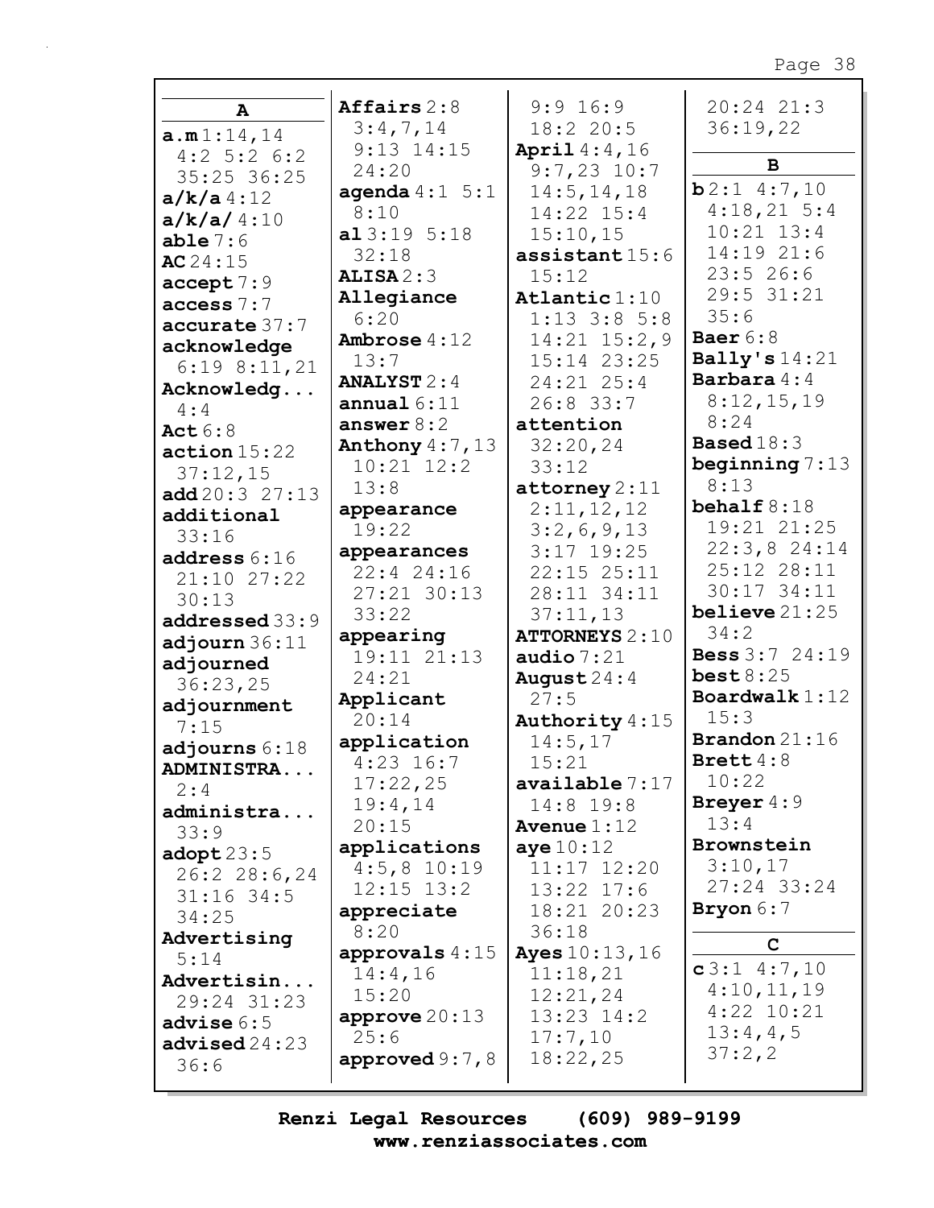## A

**a.m** 1:14,14 4:2 5:2 6:2 35:25 36:25
**a/k/a** 4:12
**a/k/a/** 4:10
**able** 7:6
**AC** 24:15
**accept** 7:9
**access** 7:7
**accurate** 37:7
**acknowledge** 6:19 8:11,21
**Acknowledg...** 4:4
**Act** 6:8
**action** 15:22 37:12,15
**add** 20:3 27:13
**additional** 33:16
**address** 6:16 21:10 27:22 30:13
**addressed** 33:9
**adjourn** 36:11
**adjourned** 36:23,25
**adjournment** 7:15
**adjourns** 6:18
**ADMINISTRA...** 2:4
**administra...** 33:9
**adopt** 23:5 26:2 28:6,24 31:16 34:5 34:25
**Advertising** 5:14
**Advertisin...** 29:24 31:23
**advise** 6:5
**advised** 24:23 36:6
**Affairs** 2:8 3:4,7,14 9:13 14:15 24:20
**agenda** 4:1 5:1 8:10
**al** 3:19 5:18 32:18
**ALISA** 2:3
**Allegiance** 6:20
**Ambrose** 4:12 13:7
**ANALYST** 2:4
**annual** 6:11
**answer** 8:2
**Anthony** 4:7,13 10:21 12:2 13:8
**appearance** 19:22
**appearances** 22:4 24:16 27:21 30:13 33:22
**appearing** 19:11 21:13 24:21
**Applicant** 20:14
**application** 4:23 16:7 17:22,25 19:4,14 20:15
**applications** 4:5,8 10:19 12:15 13:2
**appreciate** 8:20
**approvals** 4:15 14:4,16 15:20
**approve** 20:13 25:6
**approved** 9:7,8 9:9 16:9 18:2 20:5
**April** 4:4,16 9:7,23 10:7 14:5,14,18 14:22 15:4 15:10,15
**assistant** 15:6 15:12
**Atlantic** 1:10 1:13 3:8 5:8 14:21 15:2,9 15:14 23:25 24:21 25:4 26:8 33:7
**attention** 32:20,24 33:12
**attorney** 2:11 2:11,12,12 3:2,6,9,13 3:17 19:25 22:15 25:11 28:11 34:11 37:11,13
**ATTORNEYS** 2:10
**audio** 7:21
**August** 24:4 27:5
**Authority** 4:15 14:5,17 15:21
**available** 7:17 14:8 19:8
**Avenue** 1:12
**aye** 10:12 11:17 12:20 13:22 17:6 18:21 20:23 36:18
**Ayes** 10:13,16 11:18,21 12:21,24 13:23 14:2 17:7,10 18:22,25 20:24 21:3 36:19,22

## B

**b** 2:1 4:7,10 4:18,21 5:4 10:21 13:4 14:19 21:6 23:5 26:6 29:5 31:21 35:6
**Baer** 6:8
**Bally's** 14:21
**Barbara** 4:4 8:12,15,19 8:24
**Based** 18:3
**beginning** 7:13 8:13
**behalf** 8:18 19:21 21:25 22:3,8 24:14 25:12 28:11 30:17 34:11
**believe** 21:25 34:2
**Bess** 3:7 24:19
**best** 8:25
**Boardwalk** 1:12 15:3
**Brandon** 21:16
**Brett** 4:8 10:22
**Breyer** 4:9 13:4
**Brownstein** 3:10,17 27:24 33:24
**Bryon** 6:7

## C

**c** 3:1 4:7,10 4:10,11,19 4:22 10:21 13:4,4,5 37:2,2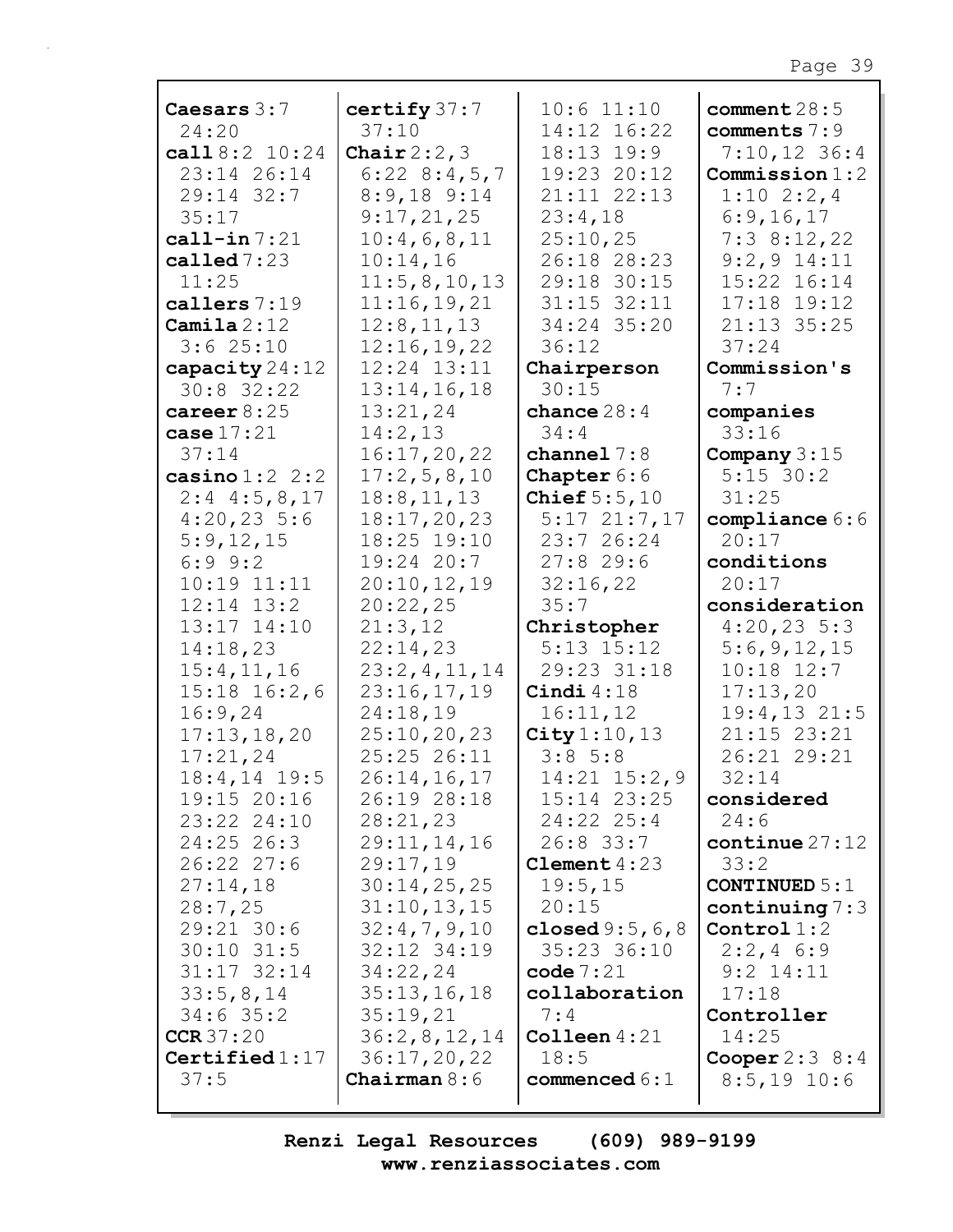**Caesars** 3:7 24:20
**call** 8:2 10:24 23:14 26:14 29:14 32:7 35:17
**call-in** 7:21
**called** 7:23 11:25
**callers** 7:19
**Camila** 2:12 3:6 25:10
**capacity** 24:12 30:8 32:22
**career** 8:25
**case** 17:21 37:14
**casino** 1:2 2:2 2:4 4:5,8,17 4:20,23 5:6 5:9,12,15 6:9 9:2 10:19 11:11 12:14 13:2 13:17 14:10 14:18,23 15:4,11,16 15:18 16:2,6 16:9,24 17:13,18,20 17:21,24 18:4,14 19:5 19:15 20:16 23:22 24:10 24:25 26:3 26:22 27:6 27:14,18 28:7,25 29:21 30:6 30:10 31:5 31:17 32:14 33:5,8,14 34:6 35:2
**CCR** 37:20
**Certified** 1:17 37:5
**certify** 37:7 37:10
**Chair** 2:2,3 6:22 8:4,5,7 8:9,18 9:14 9:17,21,25 10:4,6,8,11 10:14,16 11:5,8,10,13 11:16,19,21 12:8,11,13 12:16,19,22 12:24 13:11 13:14,16,18 13:21,24 14:2,13 16:17,20,22 17:2,5,8,10 18:8,11,13 18:17,20,23 18:25 19:10 19:24 20:7 20:10,12,19 20:22,25 21:3,12 22:14,23 23:2,4,11,14 23:16,17,19 24:18,19 25:10,20,23 25:25 26:11 26:14,16,17 26:19 28:18 28:21,23 29:11,14,16 29:17,19 30:14,25,25 31:10,13,15 32:4,7,9,10 32:12 34:19 34:22,24 35:13,16,18 35:19,21 36:2,8,12,14 36:17,20,22
**Chairman** 8:6 10:6 11:10 14:12 16:22 18:13 19:9 19:23 20:12 21:11 22:13 23:4,18 25:10,25 26:18 28:23 29:18 30:15 31:15 32:11 34:24 35:20 36:12
**Chairperson** 30:15
**chance** 28:4 34:4
**channel** 7:8
**Chapter** 6:6
**Chief** 5:5,10 5:17 21:7,17 23:7 26:24 27:8 29:6 32:16,22 35:7
**Christopher** 5:13 15:12 29:23 31:18
**Cindi** 4:18 16:11,12
**City** 1:10,13 3:8 5:8 14:21 15:2,9 15:14 23:25 24:22 25:4 26:8 33:7
**Clement** 4:23 19:5,15 20:15
**closed** 9:5,6,8 35:23 36:10
**code** 7:21
**collaboration** 7:4
**Colleen** 4:21 18:5
**commenced** 6:1
**comment** 28:5
**comments** 7:9 7:10,12 36:4
**Commission** 1:2 1:10 2:2,4 6:9,16,17 7:3 8:12,22 9:2,9 14:11 15:22 16:14 17:18 19:12 21:13 35:25 37:24
**Commission's** 7:7
**companies** 33:16
**Company** 3:15 5:15 30:2 31:25
**compliance** 6:6 20:17
**conditions** 20:17
**consideration** 4:20,23 5:3 5:6,9,12,15 10:18 12:7 17:13,20 19:4,13 21:5 21:15 23:21 26:21 29:21 32:14
**considered** 24:6
**continue** 27:12 33:2
**CONTINUED** 5:1
**continuing** 7:3
**Control** 1:2 2:2,4 6:9 9:2 14:11 17:18
**Controller** 14:25
**Cooper** 2:3 8:4 8:5,19 10:6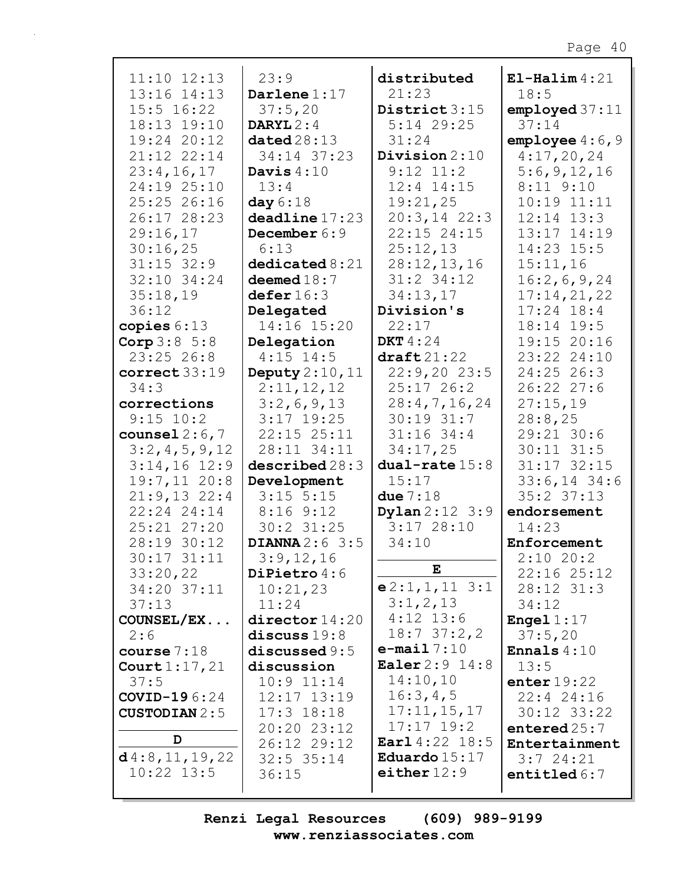11:10 12:13
13:16 14:13
15:5 16:22
18:13 19:10
19:24 20:12
21:12 22:14
23:4,16,17
24:19 25:10
25:25 26:16
26:17 28:23
29:16,17
30:16,25
31:15 32:9
32:10 34:24
35:18,19
36:12

**copies** 6:13
**Corp** 3:8 5:8
23:25 26:8
**correct** 33:19
34:3
**corrections**
9:15 10:2
**counsel** 2:6,7
3:2,4,5,9,12
3:14,16 12:9
19:7,11 20:8
21:9,13 22:4
22:24 24:14
25:21 27:20
28:19 30:12
30:17 31:11
33:20,22
34:20 37:11
37:13
**COUNSEL/EX...**
2:6
**course** 7:18
**Court** 1:17,21
37:5
**COVID-19** 6:24
**CUSTODIAN** 2:5

**D**

**d** 4:8,11,19,22
10:22 13:5
23:9
**Darlene** 1:17
37:5,20
**DARYL** 2:4
**dated** 28:13
34:14 37:23
**Davis** 4:10
13:4
**day** 6:18
**deadline** 17:23
**December** 6:9
6:13
**dedicated** 8:21
**deemed** 18:7
**defer** 16:3
**Delegated**
14:16 15:20
**Delegation**
4:15 14:5
**Deputy** 2:10,11
2:11,12,12
3:2,6,9,13
3:17 19:25
22:15 25:11
28:11 34:11
**described** 28:3
**Development**
3:15 5:15
8:16 9:12
30:2 31:25
**DIANNA** 2:6 3:5
3:9,12,16
**DiPietro** 4:6
10:21,23
11:24
**director** 14:20
**discuss** 19:8
**discussed** 9:5
**discussion**
10:9 11:14
12:17 13:19
17:3 18:18
20:20 23:12
26:12 29:12
32:5 35:14
36:15
**distributed**
21:23
**District** 3:15
5:14 29:25
31:24
**Division** 2:10
9:12 11:2
12:4 14:15
19:21,25
20:3,14 22:3
22:15 24:15
25:12,13
28:12,13,16
31:2 34:12
34:13,17
**Division's**
22:17
**DKT** 4:24
**draft** 21:22
22:9,20 23:5
25:17 26:2
28:4,7,16,24
30:19 31:7
31:16 34:4
34:17,25
**dual-rate** 15:8
15:17
**due** 7:18
**Dylan** 2:12 3:9
3:17 28:10
34:10

**E**

**e** 2:1,1,11 3:1
3:1,2,13
4:12 13:6
18:7 37:2,2
**e-mail** 7:10
**Ealer** 2:9 14:8
14:10,10
16:3,4,5
17:11,15,17
17:17 19:2
**Earl** 4:22 18:5
**Eduardo** 15:17
**either** 12:9
**El-Halim** 4:21
18:5
**employed** 37:11
37:14
**employee** 4:6,9
4:17,20,24
5:6,9,12,16
8:11 9:10
10:19 11:11
12:14 13:3
13:17 14:19
14:23 15:5
15:11,16
16:2,6,9,24
17:14,21,22
17:24 18:4
18:14 19:5
19:15 20:16
23:22 24:10
24:25 26:3
26:22 27:6
27:15,19
28:8,25
29:21 30:6
30:11 31:5
31:17 32:15
33:6,14 34:6
35:2 37:13
**endorsement**
14:23
**Enforcement**
2:10 20:2
22:16 25:12
28:12 31:3
34:12
**Engel** 1:17
37:5,20
**Ennals** 4:10
13:5
**enter** 19:22
22:4 24:16
30:12 33:22
**entered** 25:7
**Entertainment**
3:7 24:21
**entitled** 6:7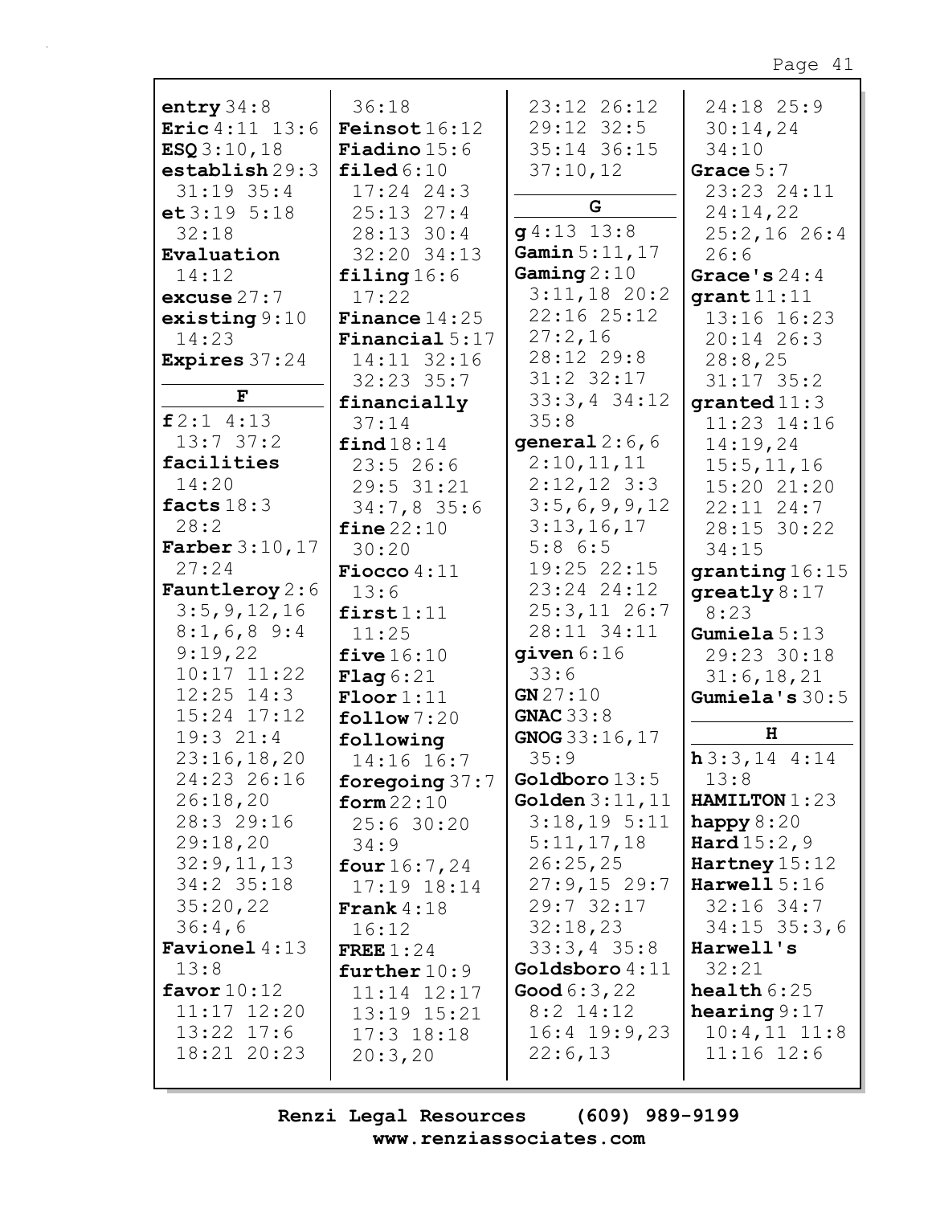**entry** 34:8
**Eric** 4:11 13:6
**ESQ** 3:10,18
**establish** 29:3 31:19 35:4
**et** 3:19 5:18 32:18
**Evaluation** 14:12
**excuse** 27:7
**existing** 9:10 14:23
**Expires** 37:24

**F**

**f** 2:1 4:13 13:7 37:2
**facilities** 14:20
**facts** 18:3 28:2
**Farber** 3:10,17 27:24
**Fauntleroy** 2:6 3:5,9,12,16 8:1,6,8 9:4 9:19,22 10:17 11:22 12:25 14:3 15:24 17:12 19:3 21:4 23:16,18,20 24:23 26:16 26:18,20 28:3 29:16 29:18,20 32:9,11,13 34:2 35:18 35:20,22 36:4,6
**Favionel** 4:13 13:8
**favor** 10:12 11:17 12:20 13:22 17:6 18:21 20:23 36:18
**Feinsot** 16:12
**Fiadino** 15:6
**filed** 6:10 17:24 24:3 25:13 27:4 28:13 30:4 32:20 34:13
**filing** 16:6 17:22
**Finance** 14:25
**Financial** 5:17 14:11 32:16 32:23 35:7
**financially** 37:14
**find** 18:14 23:5 26:6 29:5 31:21 34:7,8 35:6
**fine** 22:10 30:20
**Fiocco** 4:11 13:6
**first** 1:11 11:25
**five** 16:10
**Flag** 6:21
**Floor** 1:11
**follow** 7:20
**following** 14:16 16:7
**foregoing** 37:7
**form** 22:10 25:6 30:20 34:9
**four** 16:7,24 17:19 18:14
**Frank** 4:18 16:12
**FREE** 1:24
**further** 10:9 11:14 12:17 13:19 15:21 17:3 18:18 20:3,20 23:12 26:12 29:12 32:5 35:14 36:15 37:10,12

**G**

**g** 4:13 13:8
**Gamin** 5:11,17
**Gaming** 2:10 3:11,18 20:2 22:16 25:12 27:2,16 28:12 29:8 31:2 32:17 33:3,4 34:12 35:8
**general** 2:6,6 2:10,11,11 2:12,12 3:3 3:5,6,9,9,12 3:13,16,17 5:8 6:5 19:25 22:15 23:24 24:12 25:3,11 26:7 28:11 34:11
**given** 6:16 33:6
**GN** 27:10
**GNAC** 33:8
**GNOG** 33:16,17 35:9
**Goldboro** 13:5
**Golden** 3:11,11 3:18,19 5:11 5:11,17,18 26:25,25 27:9,15 29:7 29:7 32:17 32:18,23 33:3,4 35:8
**Goldsboro** 4:11
**Good** 6:3,22 8:2 14:12 16:4 19:9,23 22:6,13 24:18 25:9 30:14,24 34:10
**Grace** 5:7 23:23 24:11 24:14,22 25:2,16 26:4 26:6
**Grace's** 24:4
**grant** 11:11 13:16 16:23 20:14 26:3 28:8,25 31:17 35:2
**granted** 11:3 11:23 14:16 14:19,24 15:5,11,16 15:20 21:20 22:11 24:7 28:15 30:22 34:15
**granting** 16:15
**greatly** 8:17 8:23
**Gumiela** 5:13 29:23 30:18 31:6,18,21
**Gumiela's** 30:5

**H**

**h** 3:3,14 4:14 13:8
**HAMILTON** 1:23
**happy** 8:20
**Hard** 15:2,9
**Hartney** 15:12
**Harwell** 5:16 32:16 34:7 34:15 35:3,6
**Harwell's** 32:21
**health** 6:25
**hearing** 9:17 10:4,11 11:8 11:16 12:6

Renzi Legal Resources (609) 989-9199
www.renziassociates.com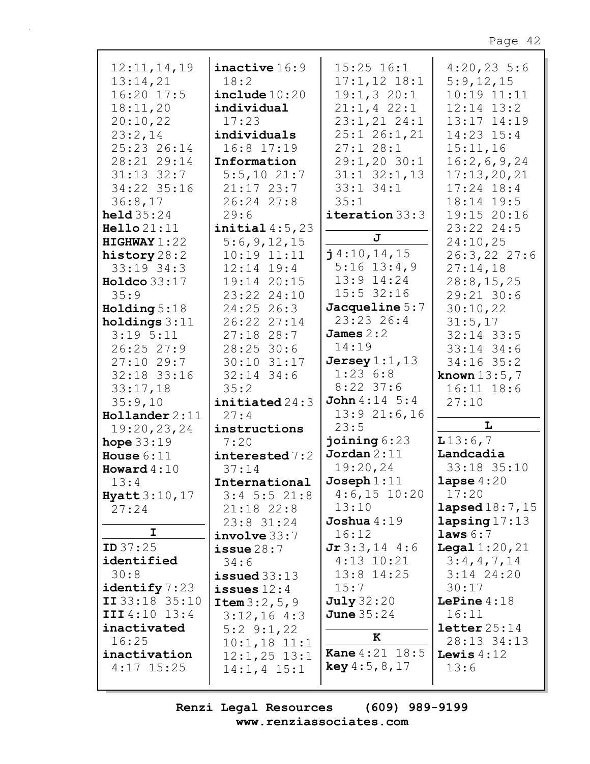12:11,14,19
13:14,21
16:20 17:5
18:11,20
20:10,22
23:2,14
25:23 26:14
28:21 29:14
31:13 32:7
34:22 35:16
36:8,17

**held** 35:24
**Hello** 21:11
**HIGHWAY** 1:22
**history** 28:2
33:19 34:3
**Holdco** 33:17
35:9
**Holding** 5:18
**holdings** 3:11
3:19 5:11
26:25 27:9
27:10 29:7
32:18 33:16
33:17,18
35:9,10
**Hollander** 2:11
19:20,23,24
**hope** 33:19
**House** 6:11
**Howard** 4:10
13:4
**Hyatt** 3:10,17
27:24

**I**

**ID** 37:25
**identified**
30:8
**identify** 7:23
**II** 33:18 35:10
**III** 4:10 13:4
**inactivated**
16:25
**inactivation**
4:17 15:25
**inactive** 16:9
18:2
**include** 10:20
**individual**
17:23
**individuals**
16:8 17:19
**Information**
5:5,10 21:7
21:17 23:7
26:24 27:8
29:6
**initial** 4:5,23
5:6,9,12,15
10:19 11:11
12:14 19:4
19:14 20:15
23:22 24:10
24:25 26:3
26:22 27:14
27:18 28:7
28:25 30:6
30:10 31:17
32:14 34:6
35:2
**initiated** 24:3
27:4
**instructions**
7:20
**interested** 7:2
37:14
**International**
3:4 5:5 21:8
21:18 22:8
23:8 31:24
**involve** 33:7
**issue** 28:7
34:6
**issued** 33:13
**issues** 12:4
**Item** 3:2,5,9
3:12,16 4:3
5:2 9:1,22
10:1,18 11:1
12:1,25 13:1
14:1,4 15:1
15:25 16:1
17:1,12 18:1
19:1,3 20:1
21:1,4 22:1
23:1,21 24:1
25:1 26:1,21
27:1 28:1
29:1,20 30:1
31:1 32:1,13
33:1 34:1
35:1
**iteration** 33:3

**J**

**j** 4:10,14,15
5:16 13:4,9
13:9 14:24
15:5 32:16
**Jacqueline** 5:7
23:23 26:4
**James** 2:2
14:19
**Jersey** 1:1,13
1:23 6:8
8:22 37:6
**John** 4:14 5:4
13:9 21:6,16
23:5
**joining** 6:23
**Jordan** 2:11
19:20,24
**Joseph** 1:11
4:6,15 10:20
13:10
**Joshua** 4:19
16:12
**Jr** 3:3,14 4:6
4:13 10:21
13:8 14:25
15:7
**July** 32:20
**June** 35:24

**K**

**Kane** 4:21 18:5
**key** 4:5,8,17
4:20,23 5:6
5:9,12,15
10:19 11:11
12:14 13:2
13:17 14:19
14:23 15:4
15:11,16
16:2,6,9,24
17:13,20,21
17:24 18:4
18:14 19:5
19:15 20:16
23:22 24:5
24:10,25
26:3,22 27:6
27:14,18
28:8,15,25
29:21 30:6
30:10,22
31:5,17
32:14 33:5
33:14 34:6
34:16 35:2
**known** 13:5,7
16:11 18:6
27:10

**L**

**L** 13:6,7
**Landcadia**
33:18 35:10
**lapse** 4:20
17:20
**lapsed** 18:7,15
**lapsing** 17:13
**laws** 6:7
**Legal** 1:20,21
3:4,4,7,14
3:14 24:20
30:17
**LePine** 4:18
16:11
**letter** 25:14
28:13 34:13
**Lewis** 4:12
13:6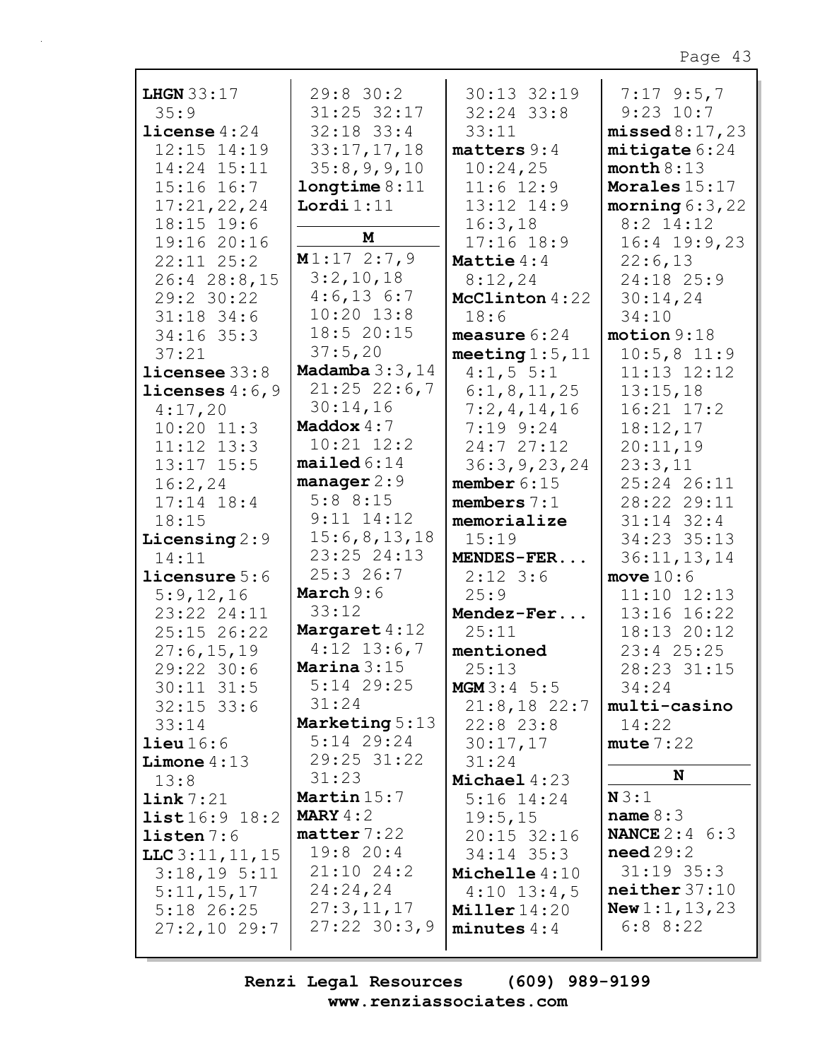**LHGN** 33:17
35:9
**license** 4:24
12:15 14:19
14:24 15:11
15:16 16:7
17:21,22,24
18:15 19:6
19:16 20:16
22:11 25:2
26:4 28:8,15
29:2 30:22
31:18 34:6
34:16 35:3
37:21
**licensee** 33:8
**licenses** 4:6,9
4:17,20
10:20 11:3
11:12 13:3
13:17 15:5
16:2,24
17:14 18:4
18:15
**Licensing** 2:9
14:11
**licensure** 5:6
5:9,12,16
23:22 24:11
25:15 26:22
27:6,15,19
29:22 30:6
30:11 31:5
32:15 33:6
33:14
**lieu** 16:6
**Limone** 4:13
13:8
**link** 7:21
**list** 16:9 18:2
**listen** 7:6
**LLC** 3:11,11,15
3:18,19 5:11
5:11,15,17
5:18 26:25
27:2,10 29:7
29:8 30:2
31:25 32:17
32:18 33:4
33:17,17,18
35:8,9,9,10
**longtime** 8:11
**Lordi** 1:11

**M**

**M** 1:17 2:7,9
3:2,10,18
4:6,13 6:7
10:20 13:8
18:5 20:15
37:5,20
**Madamba** 3:3,14
21:25 22:6,7
30:14,16
**Maddox** 4:7
10:21 12:2
**mailed** 6:14
**manager** 2:9
5:8 8:15
9:11 14:12
15:6,8,13,18
23:25 24:13
25:3 26:7
**March** 9:6
33:12
**Margaret** 4:12
4:12 13:6,7
**Marina** 3:15
5:14 29:25
31:24
**Marketing** 5:13
5:14 29:24
29:25 31:22
31:23
**Martin** 15:7
**MARY** 4:2
**matter** 7:22
19:8 20:4
21:10 24:2
24:24,24
27:3,11,17
27:22 30:3,9
30:13 32:19
32:24 33:8
33:11
**matters** 9:4
10:24,25
11:6 12:9
13:12 14:9
16:3,18
17:16 18:9
**Mattie** 4:4
8:12,24
**McClinton** 4:22
18:6
**measure** 6:24
**meeting** 1:5,11
4:1,5 5:1
6:1,8,11,25
7:2,4,14,16
7:19 9:24
24:7 27:12
36:3,9,23,24
**member** 6:15
**members** 7:1
**memorialize**
15:19
**MENDES-FER...**
2:12 3:6
25:9
**Mendez-Fer...**
25:11
**mentioned**
25:13
**MGM** 3:4 5:5
21:8,18 22:7
22:8 23:8
30:17,17
31:24
**Michael** 4:23
5:16 14:24
19:5,15
20:15 32:16
34:14 35:3
**Michelle** 4:10
4:10 13:4,5
**Miller** 14:20
**minutes** 4:4
7:17 9:5,7
9:23 10:7
**missed** 8:17,23
**mitigate** 6:24
**month** 8:13
**Morales** 15:17
**morning** 6:3,22
8:2 14:12
16:4 19:9,23
22:6,13
24:18 25:9
30:14,24
34:10
**motion** 9:18
10:5,8 11:9
11:13 12:12
13:15,18
16:21 17:2
18:12,17
20:11,19
23:3,11
25:24 26:11
28:22 29:11
31:14 32:4
34:23 35:13
36:11,13,14
**move** 10:6
11:10 12:13
13:16 16:22
18:13 20:12
23:4 25:25
28:23 31:15
34:24
**multi-casino**
14:22
**mute** 7:22

**N**

**N** 3:1
**name** 8:3
**NANCE** 2:4 6:3
**need** 29:2
31:19 35:3
**neither** 37:10
**New** 1:1,13,23
6:8 8:22

Renzi Legal Resources (609) 989-9199
www.renziassociates.com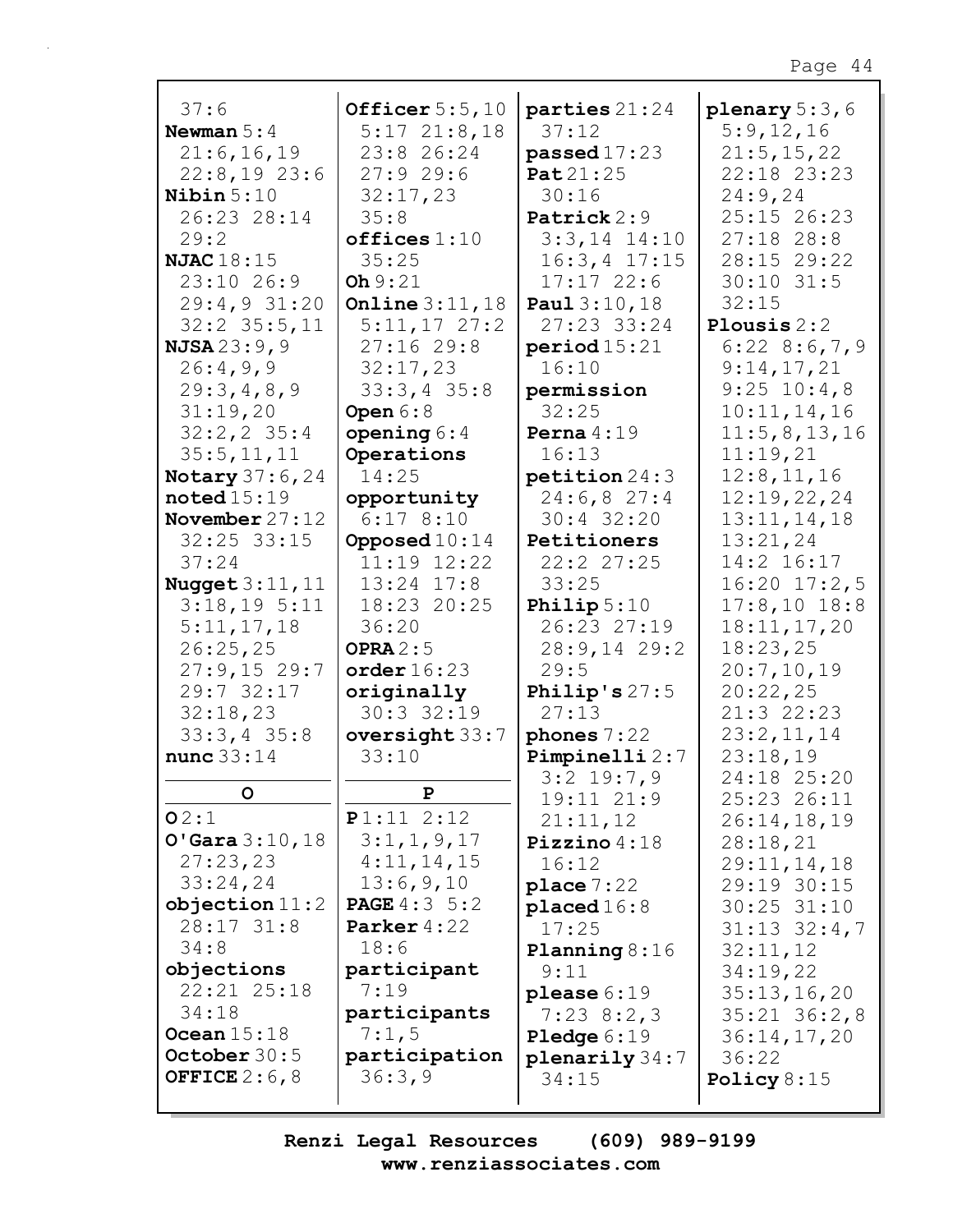37:6
**Newman** 5:4
21:6,16,19
22:8,19 23:6
**Nibin** 5:10
26:23 28:14
29:2
**NJAC** 18:15
23:10 26:9
29:4,9 31:20
32:2 35:5,11
**NJSA** 23:9,9
26:4,9,9
29:3,4,8,9
31:19,20
32:2,2 35:4
35:5,11,11
**Notary** 37:6,24
**noted** 15:19
**November** 27:12
32:25 33:15
37:24
**Nugget** 3:11,11
3:18,19 5:11
5:11,17,18
26:25,25
27:9,15 29:7
29:7 32:17
32:18,23
33:3,4 35:8
**nunc** 33:14

**O**

**O** 2:1
**O'Gara** 3:10,18
27:23,23
33:24,24
**objection** 11:2
28:17 31:8
34:8
**objections**
22:21 25:18
34:18
**Ocean** 15:18
**October** 30:5
**OFFICE** 2:6,8
**Officer** 5:5,10
5:17 21:8,18
23:8 26:24
27:9 29:6
32:17,23
35:8
**offices** 1:10
35:25
**Oh** 9:21
**Online** 3:11,18
5:11,17 27:2
27:16 29:8
32:17,23
33:3,4 35:8
**Open** 6:8
**opening** 6:4
**Operations**
14:25
**opportunity**
6:17 8:10
**Opposed** 10:14
11:19 12:22
13:24 17:8
18:23 20:25
36:20
**OPRA** 2:5
**order** 16:23
**originally**
30:3 32:19
**oversight** 33:7
33:10

**P**

**P** 1:11 2:12
3:1,1,9,17
4:11,14,15
13:6,9,10
**PAGE** 4:3 5:2
**Parker** 4:22
18:6
**participant**
7:19
**participants**
7:1,5
**participation**
36:3,9
**parties** 21:24
37:12
**passed** 17:23
**Pat** 21:25
30:16
**Patrick** 2:9
3:3,14 14:10
16:3,4 17:15
17:17 22:6
**Paul** 3:10,18
27:23 33:24
**period** 15:21
16:10
**permission**
32:25
**Perna** 4:19
16:13
**petition** 24:3
24:6,8 27:4
30:4 32:20
**Petitioners**
22:2 27:25
33:25
**Philip** 5:10
26:23 27:19
28:9,14 29:2
29:5
**Philip's** 27:5
27:13
**phones** 7:22
**Pimpinelli** 2:7
3:2 19:7,9
19:11 21:9
21:11,12
**Pizzino** 4:18
16:12
**place** 7:22
**placed** 16:8
17:25
**Planning** 8:16
9:11
**please** 6:19
7:23 8:2,3
**Pledge** 6:19
**plenarily** 34:7
34:15
**plenary** 5:3,6
5:9,12,16
21:5,15,22
22:18 23:23
24:9,24
25:15 26:23
27:18 28:8
28:15 29:22
30:10 31:5
32:15
**Plousis** 2:2
6:22 8:6,7,9
9:14,17,21
9:25 10:4,8
10:11,14,16
11:5,8,13,16
11:19,21
12:8,11,16
12:19,22,24
13:11,14,18
13:21,24
14:2 16:17
16:20 17:2,5
17:8,10 18:8
18:11,17,20
18:23,25
20:7,10,19
20:22,25
21:3 22:23
23:2,11,14
23:18,19
24:18 25:20
25:23 26:11
26:14,18,19
28:18,21
29:11,14,18
29:19 30:15
30:25 31:10
31:13 32:4,7
32:11,12
34:19,22
35:13,16,20
35:21 36:2,8
36:14,17,20
36:22
**Policy** 8:15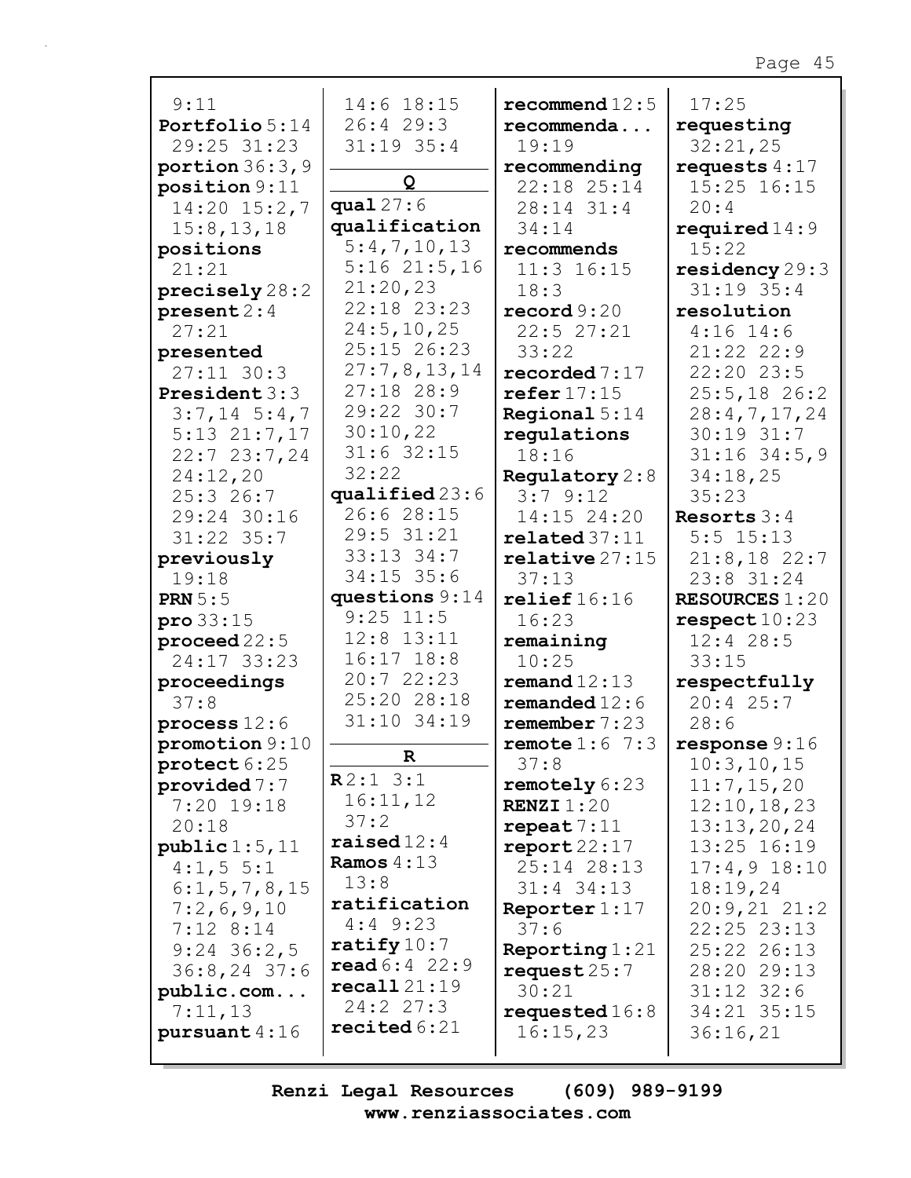9:11
**Portfolio** 5:14 29:25 31:23
**portion** 36:3,9
**position** 9:11 14:20 15:2,7 15:8,13,18
**positions** 21:21
**precisely** 28:2
**present** 2:4 27:21
**presented** 27:11 30:3
**President** 3:3 3:7,14 5:4,7 5:13 21:7,17 22:7 23:7,24 24:12,20 25:3 26:7 29:24 30:16 31:22 35:7
**previously** 19:18
**PRN** 5:5
**pro** 33:15
**proceed** 22:5 24:17 33:23
**proceedings** 37:8
**process** 12:6
**promotion** 9:10
**protect** 6:25
**provided** 7:7 7:20 19:18 20:18
**public** 1:5,11 4:1,5 5:1 6:1,5,7,8,15 7:2,6,9,10 7:12 8:14 9:24 36:2,5 36:8,24 37:6
**public.com...** 7:11,13
**pursuant** 4:16

14:6 18:15 26:4 29:3 31:19 35:4

**Q**

**qual** 27:6
**qualification** 5:4,7,10,13 5:16 21:5,16 21:20,23 22:18 23:23 24:5,10,25 25:15 26:23 27:7,8,13,14 27:18 28:9 29:22 30:7 30:10,22 31:6 32:15 32:22
**qualified** 23:6 26:6 28:15 29:5 31:21 33:13 34:7 34:15 35:6
**questions** 9:14 9:25 11:5 12:8 13:11 16:17 18:8 20:7 22:23 25:20 28:18 31:10 34:19

**R**

**R** 2:1 3:1 16:11,12 37:2
**raised** 12:4
**Ramos** 4:13 13:8
**ratification** 4:4 9:23
**ratify** 10:7
**read** 6:4 22:9
**recall** 21:19 24:2 27:3
**recited** 6:21

**recommend** 12:5
**recommenda...** 19:19
**recommending** 22:18 25:14 28:14 31:4 34:14
**recommends** 11:3 16:15 18:3
**record** 9:20 22:5 27:21 33:22
**recorded** 7:17
**refer** 17:15
**Regional** 5:14
**regulations** 18:16
**Regulatory** 2:8 3:7 9:12 14:15 24:20
**related** 37:11
**relative** 27:15 37:13
**relief** 16:16 16:23
**remaining** 10:25
**remand** 12:13
**remanded** 12:6
**remember** 7:23
**remote** 1:6 7:3 37:8
**remotely** 6:23
**RENZI** 1:20
**repeat** 7:11
**report** 22:17 25:14 28:13 31:4 34:13
**Reporter** 1:17 37:6
**Reporting** 1:21
**request** 25:7 30:21
**requested** 16:8 16:15,23

17:25
**requesting** 32:21,25
**requests** 4:17 15:25 16:15 20:4
**required** 14:9 15:22
**residency** 29:3 31:19 35:4
**resolution** 4:16 14:6 21:22 22:9 22:20 23:5 25:5,18 26:2 28:4,7,17,24 30:19 31:7 31:16 34:5,9 34:18,25 35:23
**Resorts** 3:4 5:5 15:13 21:8,18 22:7 23:8 31:24
**RESOURCES** 1:20
**respect** 10:23 12:4 28:5 33:15
**respectfully** 20:4 25:7 28:6
**response** 9:16 10:3,10,15 11:7,15,20 12:10,18,23 13:13,20,24 13:25 16:19 17:4,9 18:10 18:19,24 20:9,21 21:2 22:25 23:13 25:22 26:13 28:20 29:13 31:12 32:6 34:21 35:15 36:16,21

Renzi Legal Resources (609) 989-9199
www.renziassociates.com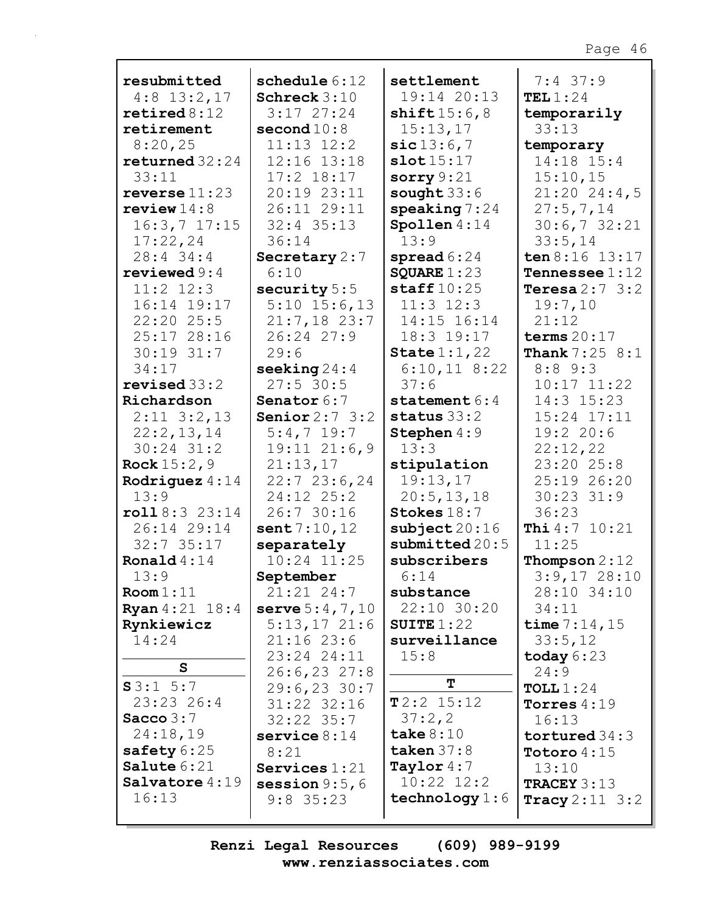**resubmitted** 4:8 13:2,17
**retired** 8:12
**retirement** 8:20,25
**returned** 32:24 33:11
**reverse** 11:23
**review** 14:8 16:3,7 17:15 17:22,24 28:4 34:4
**reviewed** 9:4 11:2 12:3 16:14 19:17 22:20 25:5 25:17 28:16 30:19 31:7 34:17
**revised** 33:2
**Richardson** 2:11 3:2,13 22:2,13,14 30:24 31:2
**Rock** 15:2,9
**Rodriguez** 4:14 13:9
**roll** 8:3 23:14 26:14 29:14 32:7 35:17
**Ronald** 4:14 13:9
**Room** 1:11
**Ryan** 4:21 18:4
**Rynkiewicz** 14:24

**S**

**S** 3:1 5:7 23:23 26:4
**Sacco** 3:7 24:18,19
**safety** 6:25
**Salute** 6:21
**Salvatore** 4:19 16:13
**schedule** 6:12
**Schreck** 3:10 3:17 27:24
**second** 10:8 11:13 12:2 12:16 13:18 17:2 18:17 20:19 23:11 26:11 29:11 32:4 35:13 36:14
**Secretary** 2:7 6:10
**security** 5:5 5:10 15:6,13 21:7,18 23:7 26:24 27:9 29:6
**seeking** 24:4 27:5 30:5
**Senator** 6:7
**Senior** 2:7 3:2 5:4,7 19:7 19:11 21:6,9 21:13,17 22:7 23:6,24 24:12 25:2 26:7 30:16
**sent** 7:10,12
**separately** 10:24 11:25
**September** 21:21 24:7
**serve** 5:4,7,10 5:13,17 21:6 21:16 23:6 23:24 24:11 26:6,23 27:8 29:6,23 30:7 31:22 32:16 32:22 35:7
**service** 8:14 8:21
**Services** 1:21
**session** 9:5,6 9:8 35:23
**settlement** 19:14 20:13
**shift** 15:6,8 15:13,17
**sic** 13:6,7
**slot** 15:17
**sorry** 9:21
**sought** 33:6
**speaking** 7:24
**Spollen** 4:14 13:9
**spread** 6:24
**SQUARE** 1:23
**staff** 10:25 11:3 12:3 14:15 16:14 18:3 19:17
**State** 1:1,22 6:10,11 8:22 37:6
**statement** 6:4
**status** 33:2
**Stephen** 4:9 13:3
**stipulation** 19:13,17 20:5,13,18
**Stokes** 18:7
**subject** 20:16
**submitted** 20:5
**subscribers** 6:14
**substance** 22:10 30:20
**SUITE** 1:22
**surveillance** 15:8

**T**

**T** 2:2 15:12 37:2,2
**take** 8:10
**taken** 37:8
**Taylor** 4:7 10:22 12:2
**technology** 1:6 7:4 37:9
**TEL** 1:24
**temporarily** 33:13
**temporary** 14:18 15:4 15:10,15 21:20 24:4,5 27:5,7,14 30:6,7 32:21 33:5,14
**ten** 8:16 13:17
**Tennessee** 1:12
**Teresa** 2:7 3:2 19:7,10 21:12
**terms** 20:17
**Thank** 7:25 8:1 8:8 9:3 10:17 11:22 14:3 15:23 15:24 17:11 19:2 20:6 22:12,22 23:20 25:8 25:19 26:20 30:23 31:9 36:23
**Thi** 4:7 10:21 11:25
**Thompson** 2:12 3:9,17 28:10 28:10 34:10 34:11
**time** 7:14,15 33:5,12
**today** 6:23 24:9
**TOLL** 1:24
**Torres** 4:19 16:13
**tortured** 34:3
**Totoro** 4:15 13:10
**TRACEY** 3:13
**Tracy** 2:11 3:2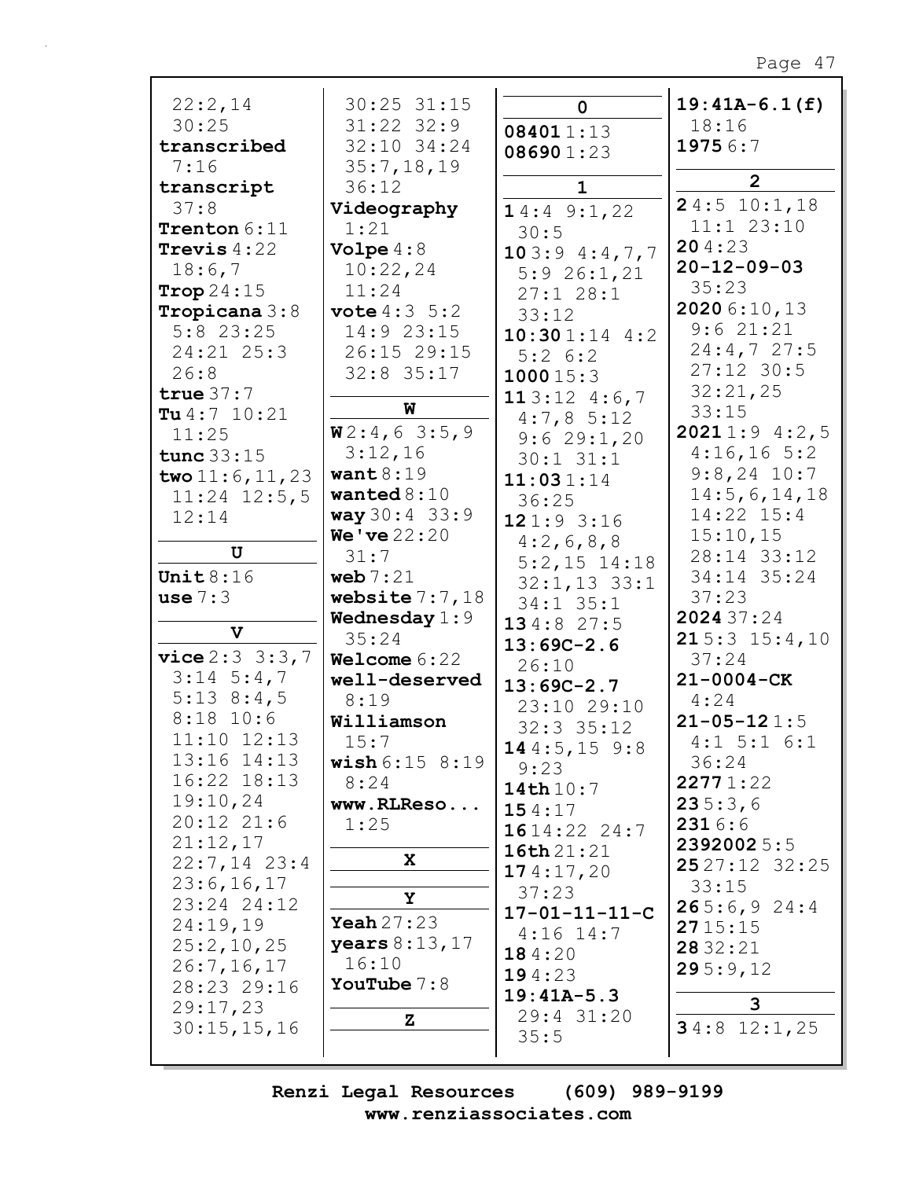22:2,14
30:25

**transcribed**
7:16

**transcript**
37:8

**Trenton** 6:11

**Trevis** 4:22
18:6,7

**Trop** 24:15

**Tropicana** 3:8
5:8 23:25
24:21 25:3
26:8

**true** 37:7

**Tu** 4:7 10:21
11:25

**tunc** 33:15

**two** 11:6,11,23
11:24 12:5,5
12:14

**U**

**Unit** 8:16

**use** 7:3

**V**

**vice** 2:3 3:3,7
3:14 5:4,7
5:13 8:4,5
8:18 10:6
11:10 12:13
13:16 14:13
16:22 18:13
19:10,24
20:12 21:6
21:12,17
22:7,14 23:4
23:6,16,17
23:24 24:12
24:19,19
25:2,10,25
26:7,16,17
28:23 29:16
29:17,23
30:15,15,16
30:25 31:15
31:22 32:9
32:10 34:24
35:7,18,19
36:12

**Videography**
1:21

**Volpe** 4:8
10:22,24
11:24

**vote** 4:3 5:2
14:9 23:15
26:15 29:15
32:8 35:17

**W**

**W** 2:4,6 3:5,9
3:12,16

**want** 8:19

**wanted** 8:10

**way** 30:4 33:9

**We've** 22:20
31:7

**web** 7:21

**website** 7:7,18

**Wednesday** 1:9
35:24

**Welcome** 6:22

**well-deserved**
8:19

**Williamson**
15:7

**wish** 6:15 8:19
8:24

**www.RLReso...**
1:25

**X**

**Y**

**Yeah** 27:23

**years** 8:13,17
16:10

**YouTube** 7:8

**Z**

**0**

**08401** 1:13

**08690** 1:23

**1**

**1** 4:4 9:1,22
30:5

**10** 3:9 4:4,7,7
5:9 26:1,21
27:1 28:1
33:12

**10:30** 1:14 4:2
5:2 6:2

**1000** 15:3

**11** 3:12 4:6,7
4:7,8 5:12
9:6 29:1,20
30:1 31:1

**11:03** 1:14
36:25

**12** 1:9 3:16
4:2,6,8,8
5:2,15 14:18
32:1,13 33:1
34:1 35:1

**13** 4:8 27:5

**13:69C-2.6**
26:10

**13:69C-2.7**
23:10 29:10
32:3 35:12

**14** 4:5,15 9:8
9:23

**14th** 10:7

**15** 4:17

**16** 14:22 24:7

**16th** 21:21

**17** 4:17,20
37:23

**17-01-11-11-C**
4:16 14:7

**18** 4:20

**19** 4:23

**19:41A-5.3**
29:4 31:20
35:5

**19:41A-6.1(f)**
18:16

**1975** 6:7

**2**

**2** 4:5 10:1,18
11:1 23:10

**20** 4:23

**20-12-09-03**
35:23

**2020** 6:10,13
9:6 21:21
24:4,7 27:5
27:12 30:5
32:21,25
33:15

**2021** 1:9 4:2,5
4:16,16 5:2
9:8,24 10:7
14:5,6,14,18
14:22 15:4
15:10,15
28:14 33:12
34:14 35:24
37:23

**2024** 37:24

**21** 5:3 15:4,10
37:24

**21-0004-CK**
4:24

**21-05-12** 1:5
4:1 5:1 6:1
36:24

**2277** 1:22

**23** 5:3,6

**231** 6:6

**2392002** 5:5

**25** 27:12 32:25
33:15

**26** 5:6,9 24:4

**27** 15:15

**28** 32:21

**29** 5:9,12

**3**

**3** 4:8 12:1,25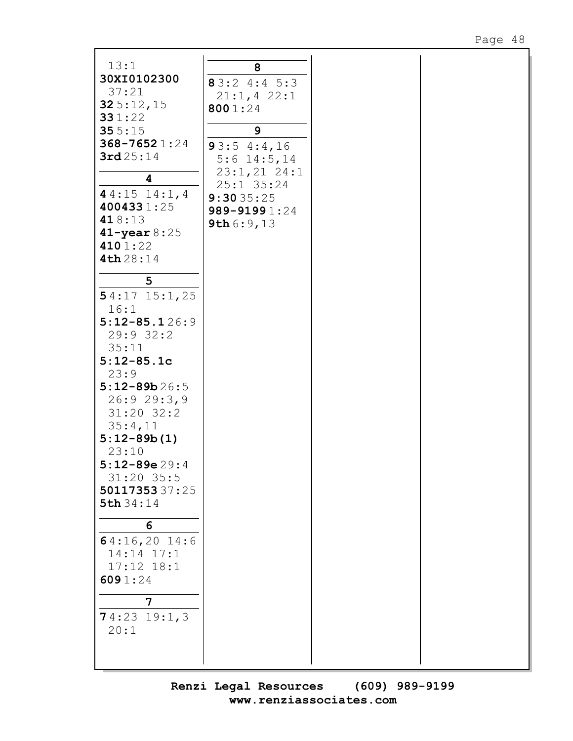13:1
**30XI0102300** 37:21
**32** 5:12,15
**33** 1:22
**35** 5:15
**368-7652** 1:24
**3rd** 25:14

**4**

**4** 4:15 14:1,4
**400433** 1:25
**41** 8:13
**41-year** 8:25
**410** 1:22
**4th** 28:14

**5**

**5** 4:17 15:1,25 16:1
**5:12-85.1** 26:9 29:9 32:2 35:11
**5:12-85.1c** 23:9
**5:12-89b** 26:5 26:9 29:3,9 31:20 32:2 35:4,11
**5:12-89b(1)** 23:10
**5:12-89e** 29:4 31:20 35:5
**50117353** 37:25
**5th** 34:14

**6**

**6** 4:16,20 14:6 14:14 17:1 17:12 18:1
**609** 1:24

**7**

**7** 4:23 19:1,3 20:1

**8**

**8** 3:2 4:4 5:3 21:1,4 22:1
**800** 1:24

**9**

**9** 3:5 4:4,16 5:6 14:5,14 23:1,21 24:1 25:1 35:24
**9:30** 35:25
**989-9199** 1:24
**9th** 6:9,13